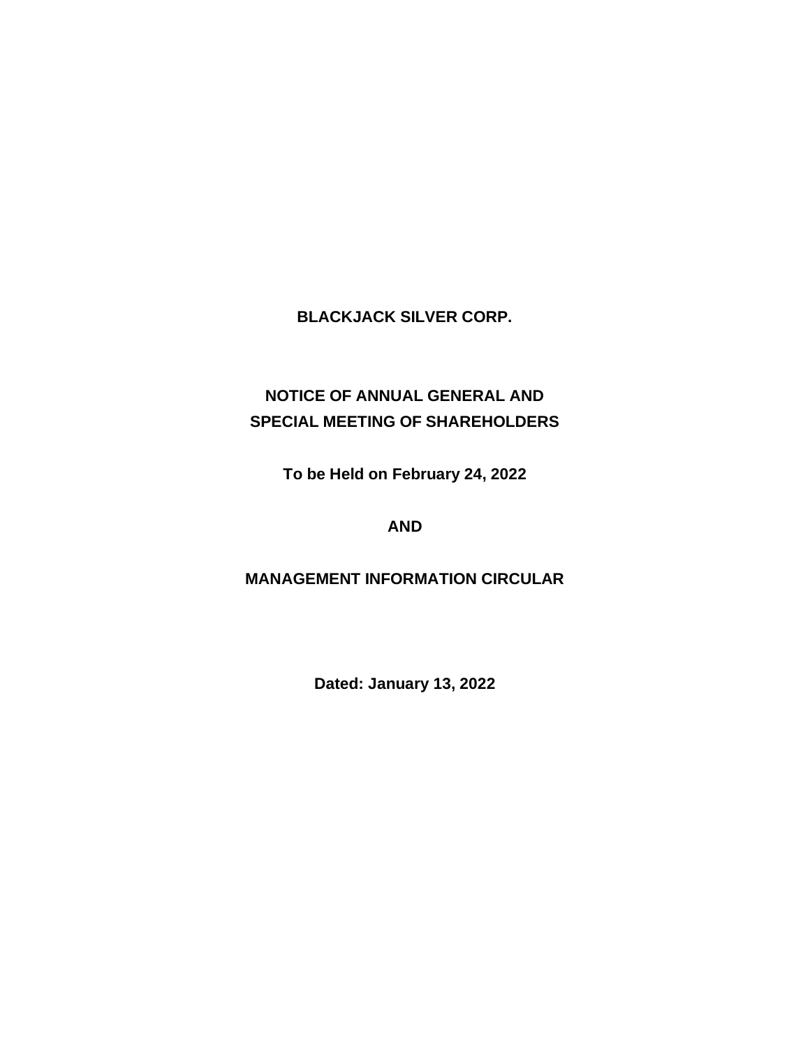# BLACKJACK SILVER CORP.

## NOTICE OF ANNUAL GENERAL AND SPECIAL MEETING OF SHAREHOLDERS

**To be Held on February 24, 2022**

**AND**

## MANAGEMENT INFORMATION CIRCULAR

**Dated: January 13, 2022**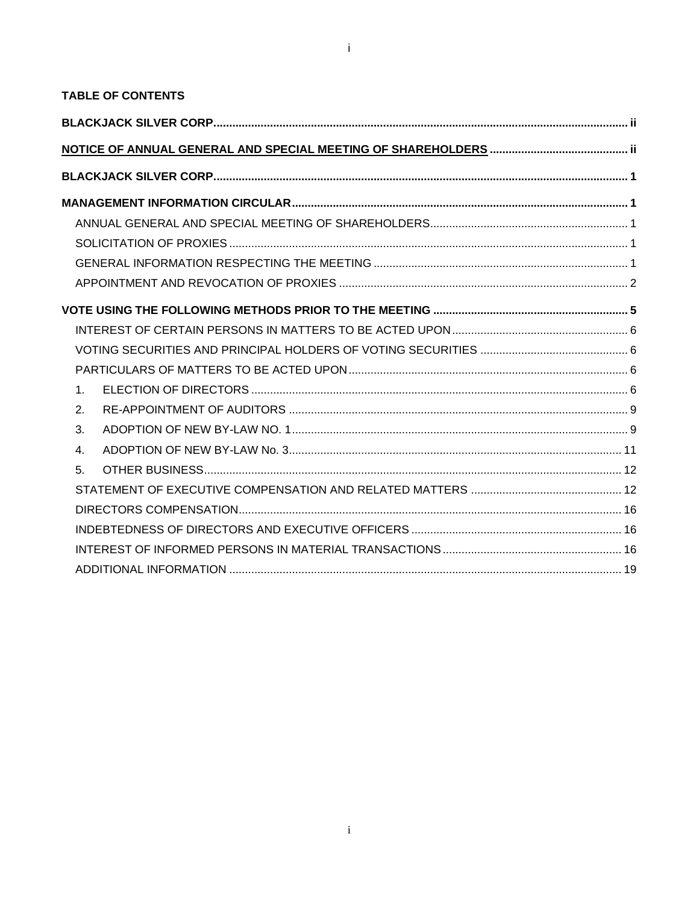**TABLE OF CONTENTS**

**BLACKJACK SILVER CORP.** .......... ii

**NOTICE OF ANNUAL GENERAL AND SPECIAL MEETING OF SHAREHOLDERS** .......... ii

**BLACKJACK SILVER CORP.** .......... 1

**MANAGEMENT INFORMATION CIRCULAR** .......... 1

- ANNUAL GENERAL AND SPECIAL MEETING OF SHAREHOLDERS .......... 1
- SOLICITATION OF PROXIES .......... 1
- GENERAL INFORMATION RESPECTING THE MEETING .......... 1
- APPOINTMENT AND REVOCATION OF PROXIES .......... 2

**VOTE USING THE FOLLOWING METHODS PRIOR TO THE MEETING** .......... 5

- INTEREST OF CERTAIN PERSONS IN MATTERS TO BE ACTED UPON .......... 6
- VOTING SECURITIES AND PRINCIPAL HOLDERS OF VOTING SECURITIES .......... 6
- PARTICULARS OF MATTERS TO BE ACTED UPON .......... 6
  1. ELECTION OF DIRECTORS .......... 6
  2. RE-APPOINTMENT OF AUDITORS .......... 9
  3. ADOPTION OF NEW BY-LAW NO. 1 .......... 9
  4. ADOPTION OF NEW BY-LAW No. 3 .......... 11
  5. OTHER BUSINESS .......... 12
- STATEMENT OF EXECUTIVE COMPENSATION AND RELATED MATTERS .......... 12
- DIRECTORS COMPENSATION .......... 16
- INDEBTEDNESS OF DIRECTORS AND EXECUTIVE OFFICERS .......... 16
- INTEREST OF INFORMED PERSONS IN MATERIAL TRANSACTIONS .......... 16
- ADDITIONAL INFORMATION .......... 19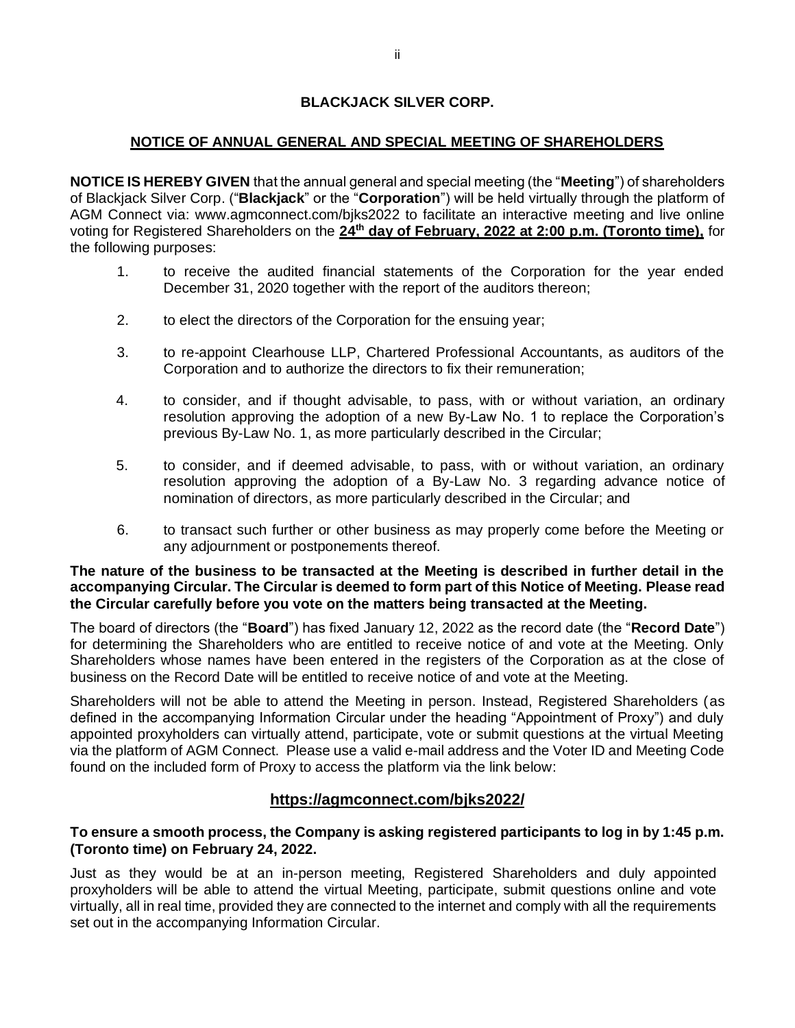# BLACKJACK SILVER CORP.

## NOTICE OF ANNUAL GENERAL AND SPECIAL MEETING OF SHAREHOLDERS

**NOTICE IS HEREBY GIVEN** that the annual general and special meeting (the "**Meeting**") of shareholders of Blackjack Silver Corp. ("**Blackjack**" or the "**Corporation**") will be held virtually through the platform of AGM Connect via: www.agmconnect.com/bjks2022 to facilitate an interactive meeting and live online voting for Registered Shareholders on the **24th day of February, 2022 at 2:00 p.m. (Toronto time),** for the following purposes:

1. to receive the audited financial statements of the Corporation for the year ended December 31, 2020 together with the report of the auditors thereon;
2. to elect the directors of the Corporation for the ensuing year;
3. to re-appoint Clearhouse LLP, Chartered Professional Accountants, as auditors of the Corporation and to authorize the directors to fix their remuneration;
4. to consider, and if thought advisable, to pass, with or without variation, an ordinary resolution approving the adoption of a new By-Law No. 1 to replace the Corporation's previous By-Law No. 1, as more particularly described in the Circular;
5. to consider, and if deemed advisable, to pass, with or without variation, an ordinary resolution approving the adoption of a By-Law No. 3 regarding advance notice of nomination of directors, as more particularly described in the Circular; and
6. to transact such further or other business as may properly come before the Meeting or any adjournment or postponements thereof.

**The nature of the business to be transacted at the Meeting is described in further detail in the accompanying Circular. The Circular is deemed to form part of this Notice of Meeting. Please read the Circular carefully before you vote on the matters being transacted at the Meeting.**

The board of directors (the "**Board**") has fixed January 12, 2022 as the record date (the "**Record Date**") for determining the Shareholders who are entitled to receive notice of and vote at the Meeting. Only Shareholders whose names have been entered in the registers of the Corporation as at the close of business on the Record Date will be entitled to receive notice of and vote at the Meeting.

Shareholders will not be able to attend the Meeting in person. Instead, Registered Shareholders (as defined in the accompanying Information Circular under the heading "Appointment of Proxy") and duly appointed proxyholders can virtually attend, participate, vote or submit questions at the virtual Meeting via the platform of AGM Connect. Please use a valid e-mail address and the Voter ID and Meeting Code found on the included form of Proxy to access the platform via the link below:

**https://agmconnect.com/bjks2022/**

**To ensure a smooth process, the Company is asking registered participants to log in by 1:45 p.m. (Toronto time) on February 24, 2022.**

Just as they would be at an in-person meeting, Registered Shareholders and duly appointed proxyholders will be able to attend the virtual Meeting, participate, submit questions online and vote virtually, all in real time, provided they are connected to the internet and comply with all the requirements set out in the accompanying Information Circular.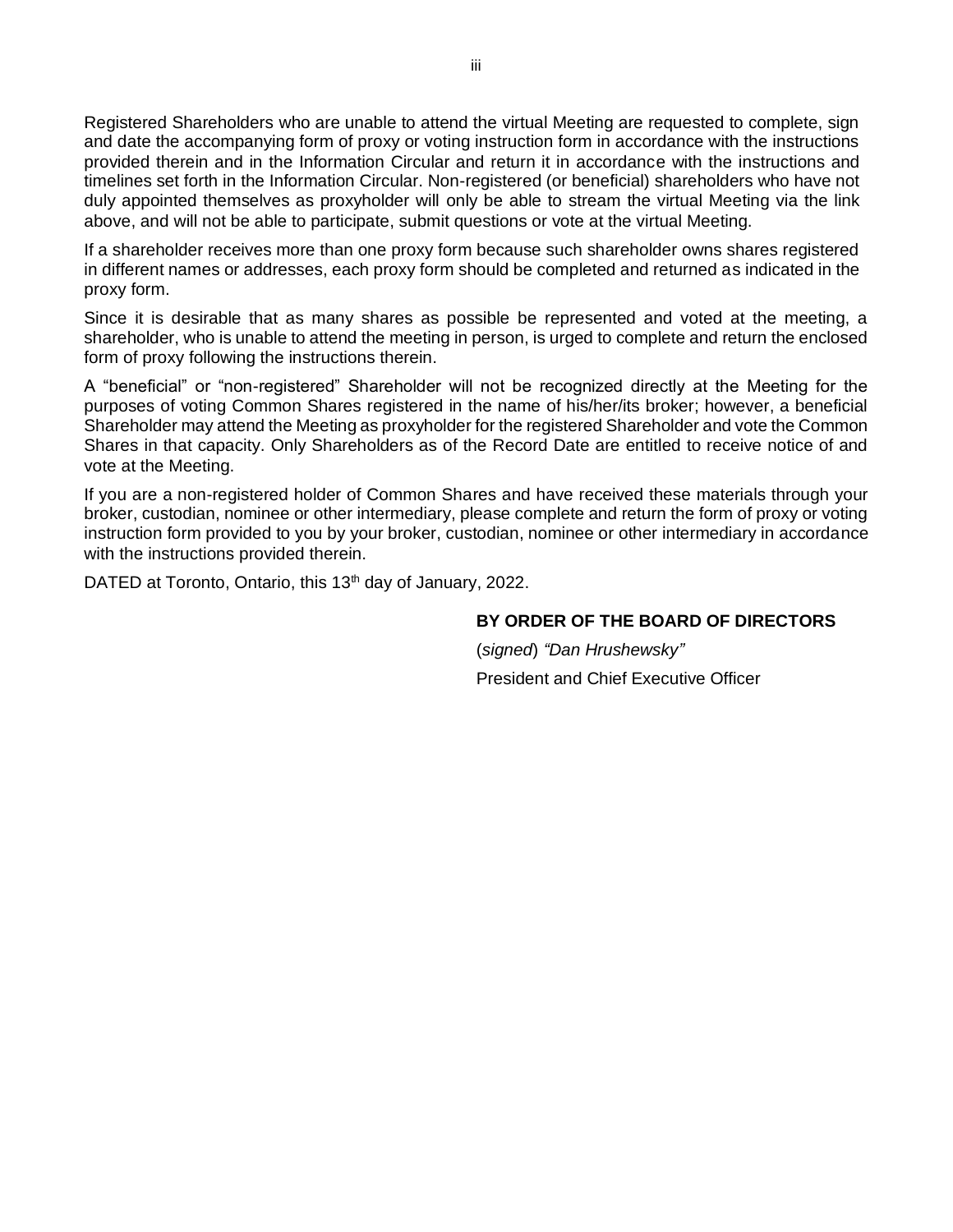Registered Shareholders who are unable to attend the virtual Meeting are requested to complete, sign and date the accompanying form of proxy or voting instruction form in accordance with the instructions provided therein and in the Information Circular and return it in accordance with the instructions and timelines set forth in the Information Circular. Non-registered (or beneficial) shareholders who have not duly appointed themselves as proxyholder will only be able to stream the virtual Meeting via the link above, and will not be able to participate, submit questions or vote at the virtual Meeting.

If a shareholder receives more than one proxy form because such shareholder owns shares registered in different names or addresses, each proxy form should be completed and returned as indicated in the proxy form.

Since it is desirable that as many shares as possible be represented and voted at the meeting, a shareholder, who is unable to attend the meeting in person, is urged to complete and return the enclosed form of proxy following the instructions therein.

A "beneficial" or "non-registered" Shareholder will not be recognized directly at the Meeting for the purposes of voting Common Shares registered in the name of his/her/its broker; however, a beneficial Shareholder may attend the Meeting as proxyholder for the registered Shareholder and vote the Common Shares in that capacity. Only Shareholders as of the Record Date are entitled to receive notice of and vote at the Meeting.

If you are a non-registered holder of Common Shares and have received these materials through your broker, custodian, nominee or other intermediary, please complete and return the form of proxy or voting instruction form provided to you by your broker, custodian, nominee or other intermediary in accordance with the instructions provided therein.

DATED at Toronto, Ontario, this 13th day of January, 2022.

**BY ORDER OF THE BOARD OF DIRECTORS**

(*signed*) *"Dan Hrushewsky"*

President and Chief Executive Officer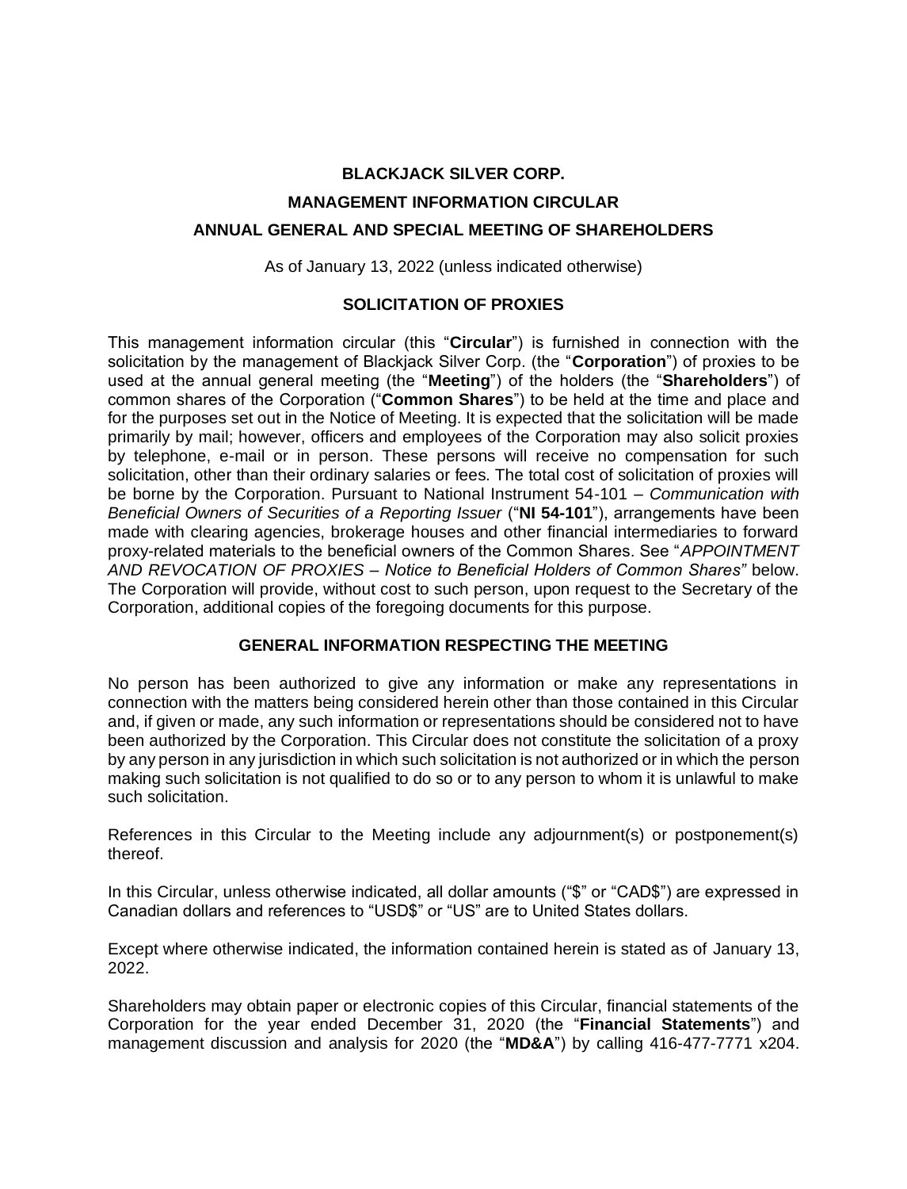# BLACKJACK SILVER CORP.

## MANAGEMENT INFORMATION CIRCULAR

## ANNUAL GENERAL AND SPECIAL MEETING OF SHAREHOLDERS

As of January 13, 2022 (unless indicated otherwise)

### SOLICITATION OF PROXIES

This management information circular (this "**Circular**") is furnished in connection with the solicitation by the management of Blackjack Silver Corp. (the "**Corporation**") of proxies to be used at the annual general meeting (the "**Meeting**") of the holders (the "**Shareholders**") of common shares of the Corporation ("**Common Shares**") to be held at the time and place and for the purposes set out in the Notice of Meeting. It is expected that the solicitation will be made primarily by mail; however, officers and employees of the Corporation may also solicit proxies by telephone, e-mail or in person. These persons will receive no compensation for such solicitation, other than their ordinary salaries or fees. The total cost of solicitation of proxies will be borne by the Corporation. Pursuant to National Instrument 54-101 – *Communication with Beneficial Owners of Securities of a Reporting Issuer* ("**NI 54-101**"), arrangements have been made with clearing agencies, brokerage houses and other financial intermediaries to forward proxy-related materials to the beneficial owners of the Common Shares. See "*APPOINTMENT AND REVOCATION OF PROXIES – Notice to Beneficial Holders of Common Shares"* below. The Corporation will provide, without cost to such person, upon request to the Secretary of the Corporation, additional copies of the foregoing documents for this purpose.

### GENERAL INFORMATION RESPECTING THE MEETING

No person has been authorized to give any information or make any representations in connection with the matters being considered herein other than those contained in this Circular and, if given or made, any such information or representations should be considered not to have been authorized by the Corporation. This Circular does not constitute the solicitation of a proxy by any person in any jurisdiction in which such solicitation is not authorized or in which the person making such solicitation is not qualified to do so or to any person to whom it is unlawful to make such solicitation.

References in this Circular to the Meeting include any adjournment(s) or postponement(s) thereof.

In this Circular, unless otherwise indicated, all dollar amounts ("$" or "CAD$") are expressed in Canadian dollars and references to "USD$" or "US" are to United States dollars.

Except where otherwise indicated, the information contained herein is stated as of January 13, 2022.

Shareholders may obtain paper or electronic copies of this Circular, financial statements of the Corporation for the year ended December 31, 2020 (the "**Financial Statements**") and management discussion and analysis for 2020 (the "**MD&A**") by calling 416-477-7771 x204.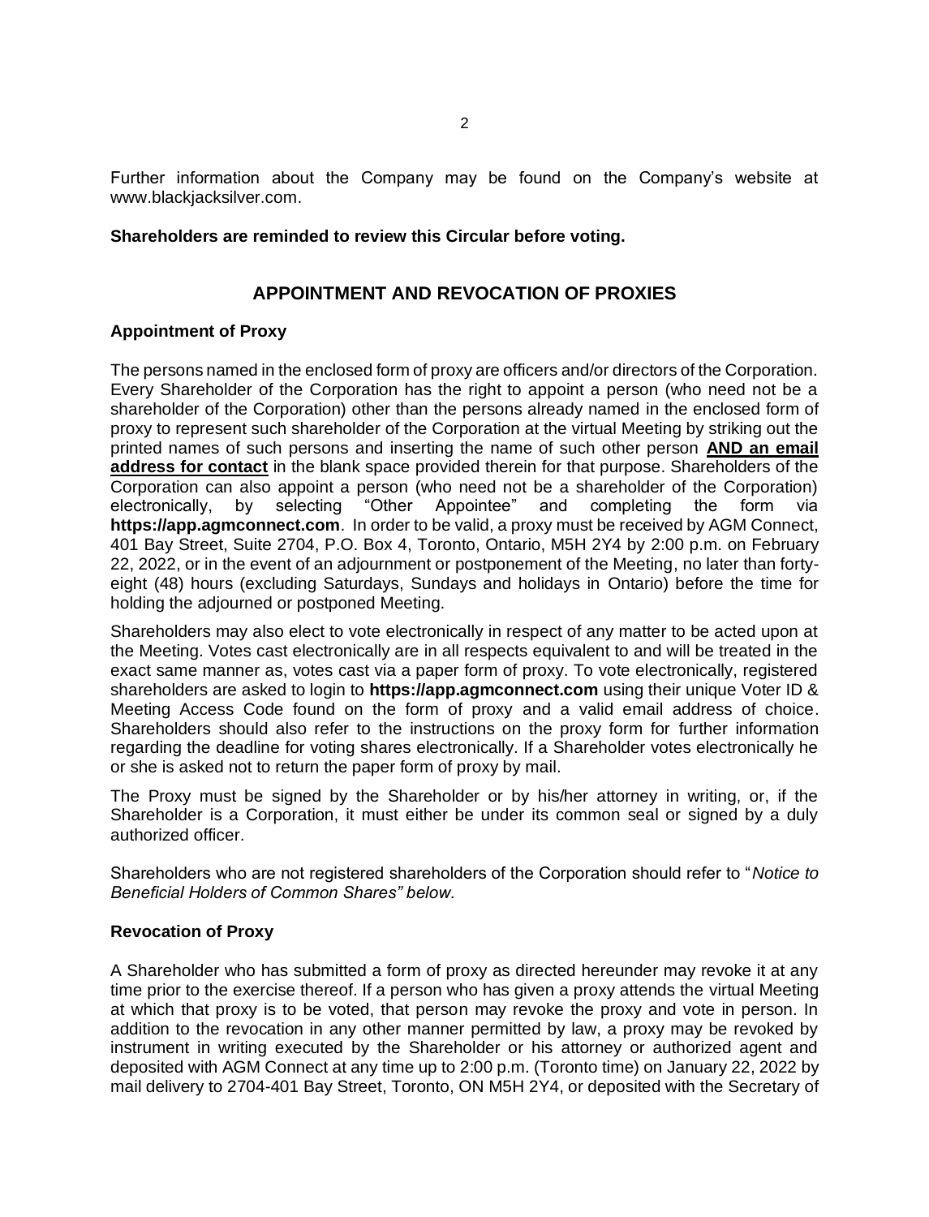Further information about the Company may be found on the Company's website at www.blackjacksilver.com.

**Shareholders are reminded to review this Circular before voting.**

## APPOINTMENT AND REVOCATION OF PROXIES

### Appointment of Proxy

The persons named in the enclosed form of proxy are officers and/or directors of the Corporation. Every Shareholder of the Corporation has the right to appoint a person (who need not be a shareholder of the Corporation) other than the persons already named in the enclosed form of proxy to represent such shareholder of the Corporation at the virtual Meeting by striking out the printed names of such persons and inserting the name of such other person **AND an email address for contact** in the blank space provided therein for that purpose. Shareholders of the Corporation can also appoint a person (who need not be a shareholder of the Corporation) electronically, by selecting "Other Appointee" and completing the form via **https://app.agmconnect.com**. In order to be valid, a proxy must be received by AGM Connect, 401 Bay Street, Suite 2704, P.O. Box 4, Toronto, Ontario, M5H 2Y4 by 2:00 p.m. on February 22, 2022, or in the event of an adjournment or postponement of the Meeting, no later than forty-eight (48) hours (excluding Saturdays, Sundays and holidays in Ontario) before the time for holding the adjourned or postponed Meeting.

Shareholders may also elect to vote electronically in respect of any matter to be acted upon at the Meeting. Votes cast electronically are in all respects equivalent to and will be treated in the exact same manner as, votes cast via a paper form of proxy. To vote electronically, registered shareholders are asked to login to **https://app.agmconnect.com** using their unique Voter ID & Meeting Access Code found on the form of proxy and a valid email address of choice. Shareholders should also refer to the instructions on the proxy form for further information regarding the deadline for voting shares electronically. If a Shareholder votes electronically he or she is asked not to return the paper form of proxy by mail.

The Proxy must be signed by the Shareholder or by his/her attorney in writing, or, if the Shareholder is a Corporation, it must either be under its common seal or signed by a duly authorized officer.

Shareholders who are not registered shareholders of the Corporation should refer to "*Notice to Beneficial Holders of Common Shares" below.*

### Revocation of Proxy

A Shareholder who has submitted a form of proxy as directed hereunder may revoke it at any time prior to the exercise thereof. If a person who has given a proxy attends the virtual Meeting at which that proxy is to be voted, that person may revoke the proxy and vote in person. In addition to the revocation in any other manner permitted by law, a proxy may be revoked by instrument in writing executed by the Shareholder or his attorney or authorized agent and deposited with AGM Connect at any time up to 2:00 p.m. (Toronto time) on January 22, 2022 by mail delivery to 2704-401 Bay Street, Toronto, ON M5H 2Y4, or deposited with the Secretary of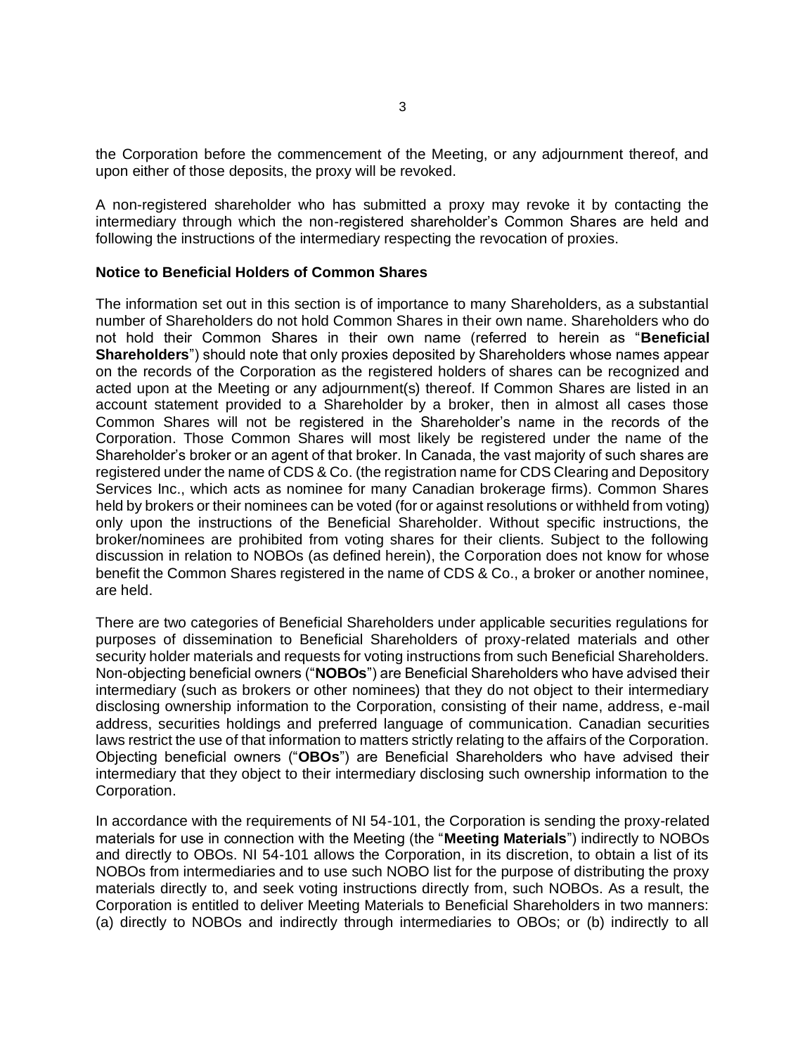the Corporation before the commencement of the Meeting, or any adjournment thereof, and upon either of those deposits, the proxy will be revoked.

A non-registered shareholder who has submitted a proxy may revoke it by contacting the intermediary through which the non-registered shareholder's Common Shares are held and following the instructions of the intermediary respecting the revocation of proxies.

**Notice to Beneficial Holders of Common Shares**

The information set out in this section is of importance to many Shareholders, as a substantial number of Shareholders do not hold Common Shares in their own name. Shareholders who do not hold their Common Shares in their own name (referred to herein as "**Beneficial Shareholders**") should note that only proxies deposited by Shareholders whose names appear on the records of the Corporation as the registered holders of shares can be recognized and acted upon at the Meeting or any adjournment(s) thereof. If Common Shares are listed in an account statement provided to a Shareholder by a broker, then in almost all cases those Common Shares will not be registered in the Shareholder's name in the records of the Corporation. Those Common Shares will most likely be registered under the name of the Shareholder's broker or an agent of that broker. In Canada, the vast majority of such shares are registered under the name of CDS & Co. (the registration name for CDS Clearing and Depository Services Inc., which acts as nominee for many Canadian brokerage firms). Common Shares held by brokers or their nominees can be voted (for or against resolutions or withheld from voting) only upon the instructions of the Beneficial Shareholder. Without specific instructions, the broker/nominees are prohibited from voting shares for their clients. Subject to the following discussion in relation to NOBOs (as defined herein), the Corporation does not know for whose benefit the Common Shares registered in the name of CDS & Co., a broker or another nominee, are held.

There are two categories of Beneficial Shareholders under applicable securities regulations for purposes of dissemination to Beneficial Shareholders of proxy-related materials and other security holder materials and requests for voting instructions from such Beneficial Shareholders. Non-objecting beneficial owners ("**NOBOs**") are Beneficial Shareholders who have advised their intermediary (such as brokers or other nominees) that they do not object to their intermediary disclosing ownership information to the Corporation, consisting of their name, address, e-mail address, securities holdings and preferred language of communication. Canadian securities laws restrict the use of that information to matters strictly relating to the affairs of the Corporation. Objecting beneficial owners ("**OBOs**") are Beneficial Shareholders who have advised their intermediary that they object to their intermediary disclosing such ownership information to the Corporation.

In accordance with the requirements of NI 54-101, the Corporation is sending the proxy-related materials for use in connection with the Meeting (the "**Meeting Materials**") indirectly to NOBOs and directly to OBOs. NI 54-101 allows the Corporation, in its discretion, to obtain a list of its NOBOs from intermediaries and to use such NOBO list for the purpose of distributing the proxy materials directly to, and seek voting instructions directly from, such NOBOs. As a result, the Corporation is entitled to deliver Meeting Materials to Beneficial Shareholders in two manners: (a) directly to NOBOs and indirectly through intermediaries to OBOs; or (b) indirectly to all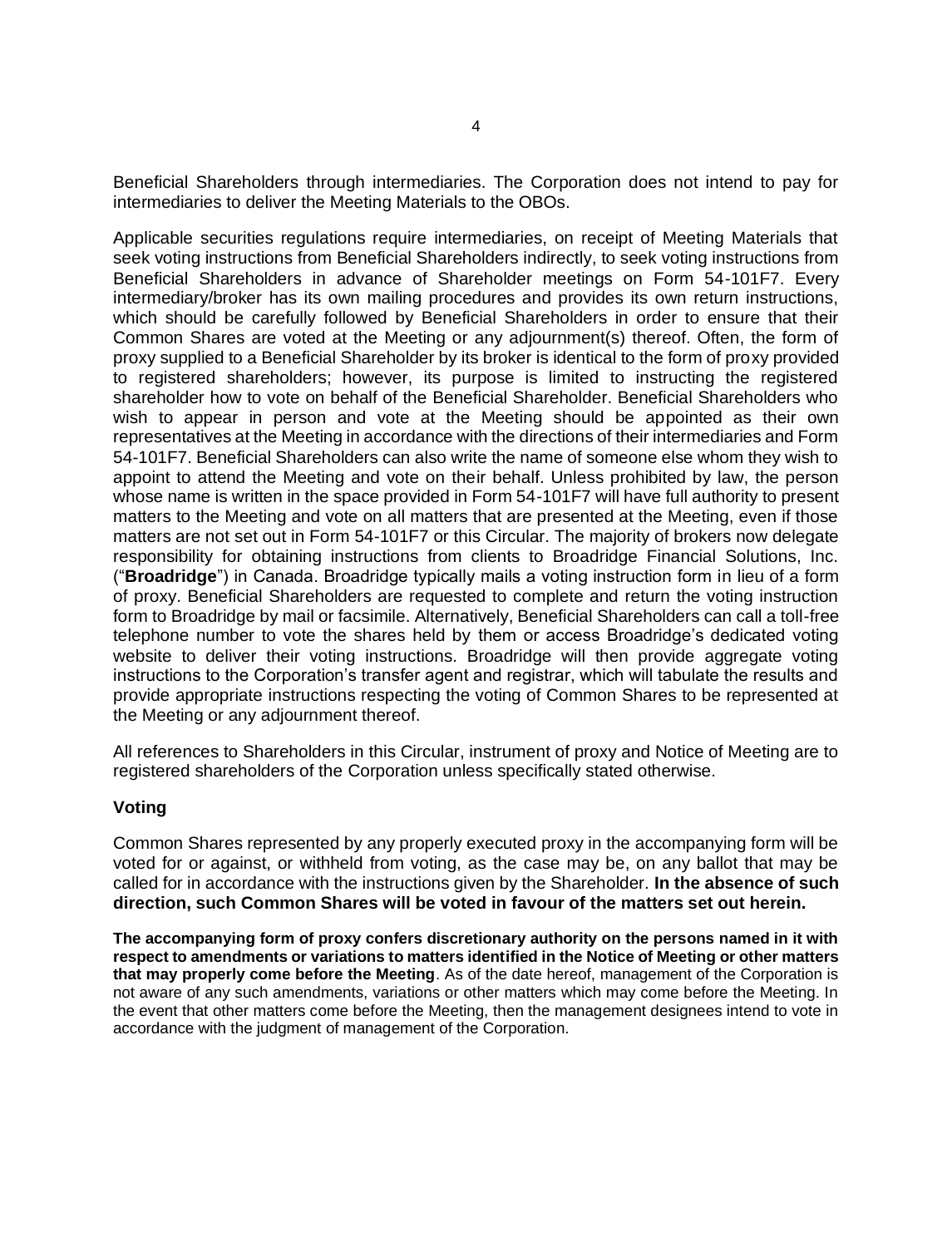Beneficial Shareholders through intermediaries. The Corporation does not intend to pay for intermediaries to deliver the Meeting Materials to the OBOs.

Applicable securities regulations require intermediaries, on receipt of Meeting Materials that seek voting instructions from Beneficial Shareholders indirectly, to seek voting instructions from Beneficial Shareholders in advance of Shareholder meetings on Form 54-101F7. Every intermediary/broker has its own mailing procedures and provides its own return instructions, which should be carefully followed by Beneficial Shareholders in order to ensure that their Common Shares are voted at the Meeting or any adjournment(s) thereof. Often, the form of proxy supplied to a Beneficial Shareholder by its broker is identical to the form of proxy provided to registered shareholders; however, its purpose is limited to instructing the registered shareholder how to vote on behalf of the Beneficial Shareholder. Beneficial Shareholders who wish to appear in person and vote at the Meeting should be appointed as their own representatives at the Meeting in accordance with the directions of their intermediaries and Form 54-101F7. Beneficial Shareholders can also write the name of someone else whom they wish to appoint to attend the Meeting and vote on their behalf. Unless prohibited by law, the person whose name is written in the space provided in Form 54-101F7 will have full authority to present matters to the Meeting and vote on all matters that are presented at the Meeting, even if those matters are not set out in Form 54-101F7 or this Circular. The majority of brokers now delegate responsibility for obtaining instructions from clients to Broadridge Financial Solutions, Inc. ("**Broadridge**") in Canada. Broadridge typically mails a voting instruction form in lieu of a form of proxy. Beneficial Shareholders are requested to complete and return the voting instruction form to Broadridge by mail or facsimile. Alternatively, Beneficial Shareholders can call a toll-free telephone number to vote the shares held by them or access Broadridge's dedicated voting website to deliver their voting instructions. Broadridge will then provide aggregate voting instructions to the Corporation's transfer agent and registrar, which will tabulate the results and provide appropriate instructions respecting the voting of Common Shares to be represented at the Meeting or any adjournment thereof.

All references to Shareholders in this Circular, instrument of proxy and Notice of Meeting are to registered shareholders of the Corporation unless specifically stated otherwise.

### Voting

Common Shares represented by any properly executed proxy in the accompanying form will be voted for or against, or withheld from voting, as the case may be, on any ballot that may be called for in accordance with the instructions given by the Shareholder. **In the absence of such direction, such Common Shares will be voted in favour of the matters set out herein.**

**The accompanying form of proxy confers discretionary authority on the persons named in it with respect to amendments or variations to matters identified in the Notice of Meeting or other matters that may properly come before the Meeting**. As of the date hereof, management of the Corporation is not aware of any such amendments, variations or other matters which may come before the Meeting. In the event that other matters come before the Meeting, then the management designees intend to vote in accordance with the judgment of management of the Corporation.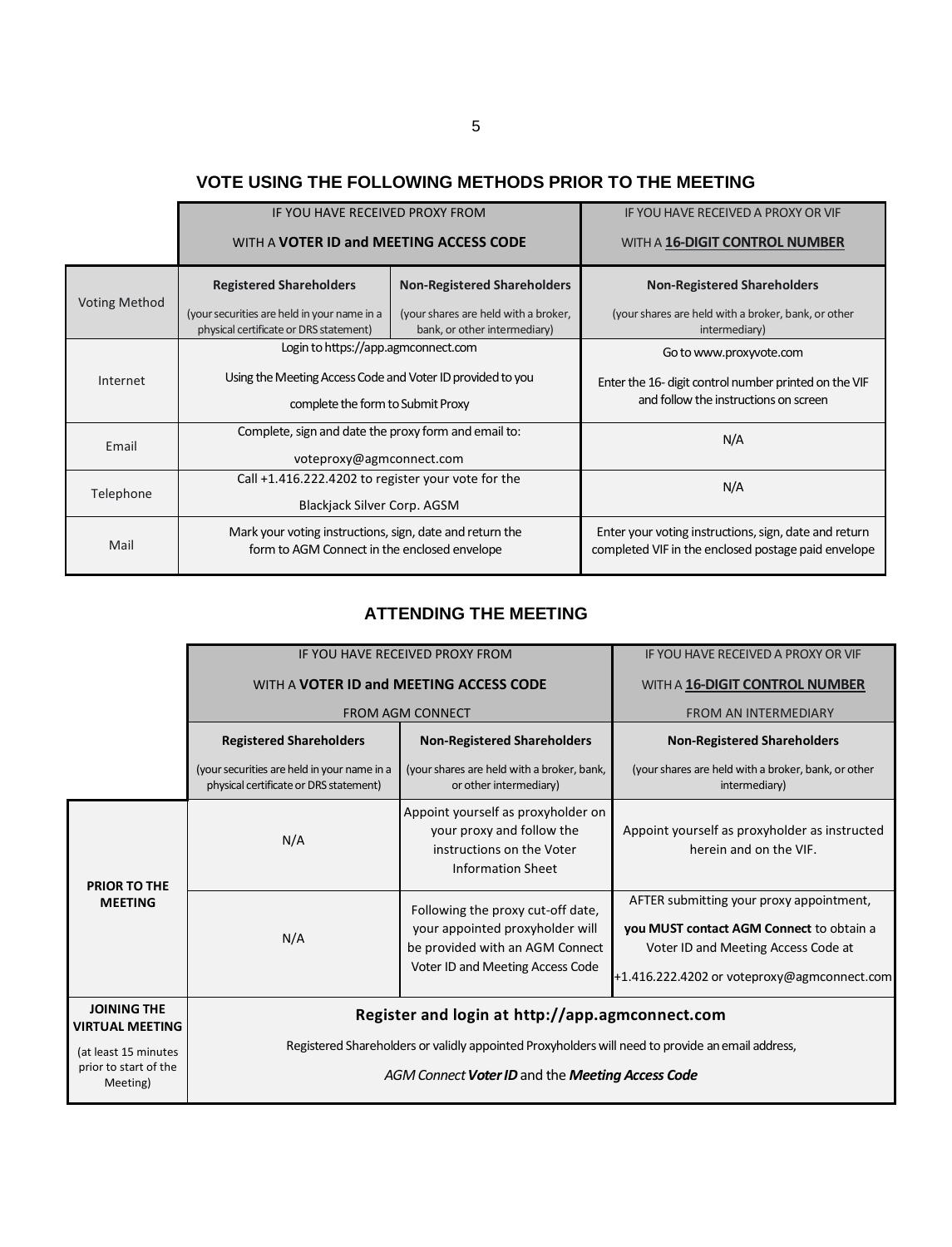## VOTE USING THE FOLLOWING METHODS PRIOR TO THE MEETING

| | IF YOU HAVE RECEIVED PROXY FROM WITH A **VOTER ID and MEETING ACCESS CODE** | | IF YOU HAVE RECEIVED A PROXY OR VIF WITH A **16-DIGIT CONTROL NUMBER** |
|---|---|---|---|
| Voting Method | **Registered Shareholders** (your securities are held in your name in a physical certificate or DRS statement) | **Non-Registered Shareholders** (your shares are held with a broker, bank, or other intermediary) | **Non-Registered Shareholders** (your shares are held with a broker, bank, or other intermediary) |
| Internet | Login to https://app.agmconnect.com Using the Meeting Access Code and Voter ID provided to you complete the form to Submit Proxy | | Go to www.proxyvote.com Enter the 16- digit control number printed on the VIF and follow the instructions on screen |
| Email | Complete, sign and date the proxy form and email to: voteproxy@agmconnect.com | | N/A |
| Telephone | Call +1.416.222.4202 to register your vote for the Blackjack Silver Corp. AGSM | | N/A |
| Mail | Mark your voting instructions, sign, date and return the form to AGM Connect in the enclosed envelope | | Enter your voting instructions, sign, date and return completed VIF in the enclosed postage paid envelope |

## ATTENDING THE MEETING

| | IF YOU HAVE RECEIVED PROXY FROM WITH A **VOTER ID and MEETING ACCESS CODE** FROM AGM CONNECT | | IF YOU HAVE RECEIVED A PROXY OR VIF WITH A **16-DIGIT CONTROL NUMBER** FROM AN INTERMEDIARY |
|---|---|---|---|
| | **Registered Shareholders** (your securities are held in your name in a physical certificate or DRS statement) | **Non-Registered Shareholders** (your shares are held with a broker, bank, or other intermediary) | **Non-Registered Shareholders** (your shares are held with a broker, bank, or other intermediary) |
| **PRIOR TO THE MEETING** | N/A | Appoint yourself as proxyholder on your proxy and follow the instructions on the Voter Information Sheet | Appoint yourself as proxyholder as instructed herein and on the VIF. |
| | N/A | Following the proxy cut-off date, your appointed proxyholder will be provided with an AGM Connect Voter ID and Meeting Access Code | AFTER submitting your proxy appointment, **you MUST contact AGM Connect** to obtain a Voter ID and Meeting Access Code at +1.416.222.4202 or voteproxy@agmconnect.com |
| **JOINING THE VIRTUAL MEETING** (at least 15 minutes prior to start of the Meeting) | **Register and login at http://app.agmconnect.com** Registered Shareholders or validly appointed Proxyholders will need to provide an email address, *AGM Connect **Voter ID*** and the ***Meeting Access Code*** | | |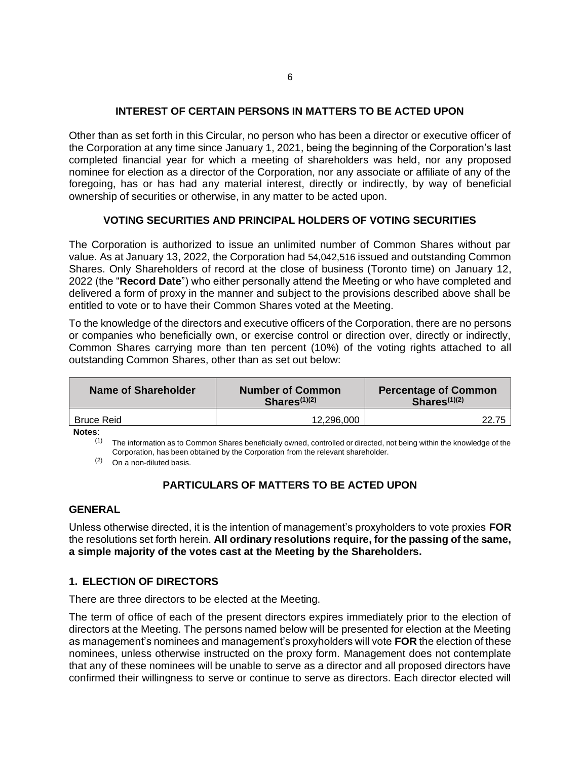## INTEREST OF CERTAIN PERSONS IN MATTERS TO BE ACTED UPON

Other than as set forth in this Circular, no person who has been a director or executive officer of the Corporation at any time since January 1, 2021, being the beginning of the Corporation's last completed financial year for which a meeting of shareholders was held, nor any proposed nominee for election as a director of the Corporation, nor any associate or affiliate of any of the foregoing, has or has had any material interest, directly or indirectly, by way of beneficial ownership of securities or otherwise, in any matter to be acted upon.

## VOTING SECURITIES AND PRINCIPAL HOLDERS OF VOTING SECURITIES

The Corporation is authorized to issue an unlimited number of Common Shares without par value. As at January 13, 2022, the Corporation had 54,042,516 issued and outstanding Common Shares. Only Shareholders of record at the close of business (Toronto time) on January 12, 2022 (the "**Record Date**") who either personally attend the Meeting or who have completed and delivered a form of proxy in the manner and subject to the provisions described above shall be entitled to vote or to have their Common Shares voted at the Meeting.

To the knowledge of the directors and executive officers of the Corporation, there are no persons or companies who beneficially own, or exercise control or direction over, directly or indirectly, Common Shares carrying more than ten percent (10%) of the voting rights attached to all outstanding Common Shares, other than as set out below:

| Name of Shareholder | Number of Common Shares(1)(2) | Percentage of Common Shares(1)(2) |
|---|---|---|
| Bruce Reid | 12,296,000 | 22.75 |

**Notes**:

(1) The information as to Common Shares beneficially owned, controlled or directed, not being within the knowledge of the Corporation, has been obtained by the Corporation from the relevant shareholder.

(2) On a non-diluted basis.

## PARTICULARS OF MATTERS TO BE ACTED UPON

### GENERAL

Unless otherwise directed, it is the intention of management's proxyholders to vote proxies **FOR** the resolutions set forth herein. **All ordinary resolutions require, for the passing of the same, a simple majority of the votes cast at the Meeting by the Shareholders.**

### 1. ELECTION OF DIRECTORS

There are three directors to be elected at the Meeting.

The term of office of each of the present directors expires immediately prior to the election of directors at the Meeting. The persons named below will be presented for election at the Meeting as management's nominees and management's proxyholders will vote **FOR** the election of these nominees, unless otherwise instructed on the proxy form. Management does not contemplate that any of these nominees will be unable to serve as a director and all proposed directors have confirmed their willingness to serve or continue to serve as directors. Each director elected will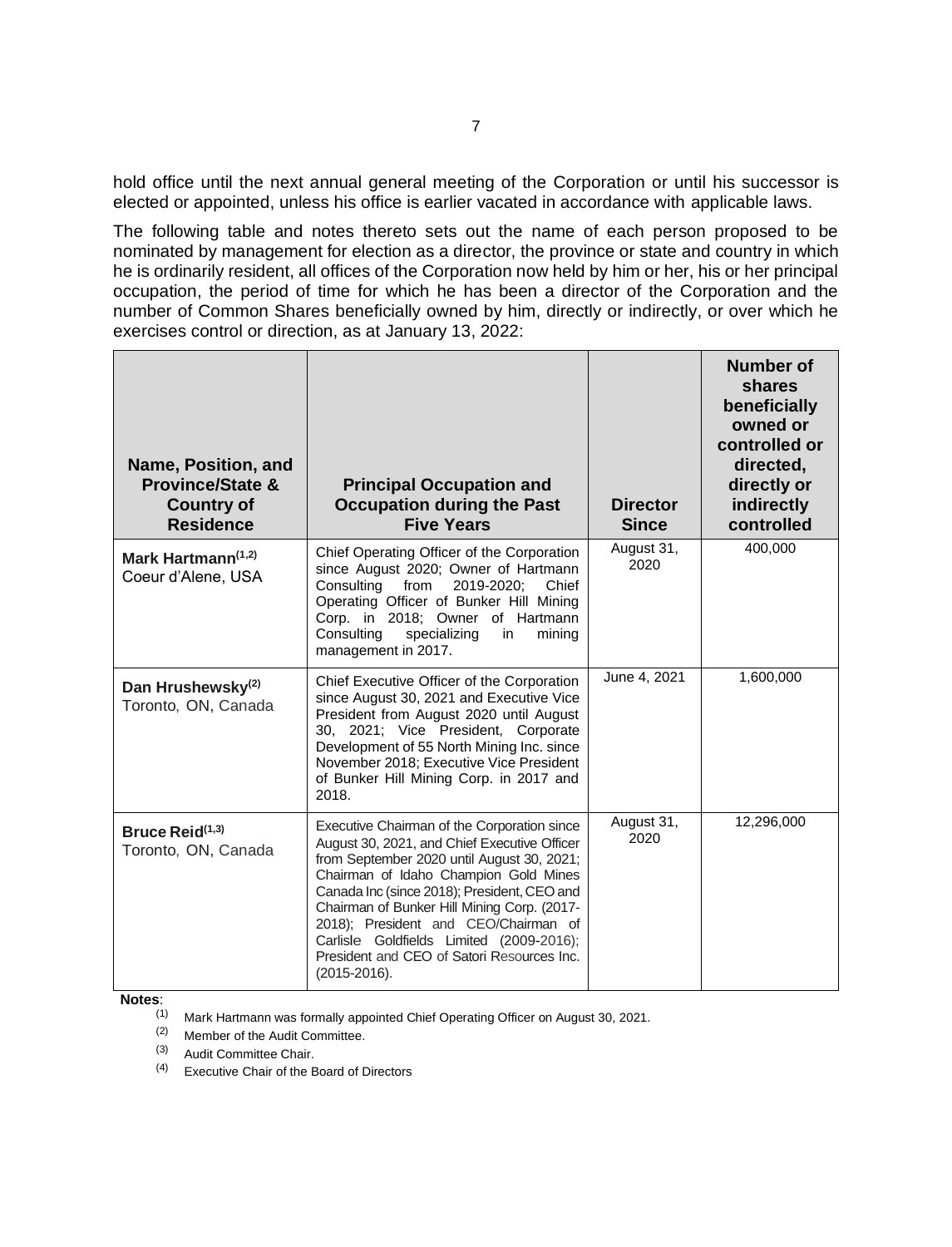hold office until the next annual general meeting of the Corporation or until his successor is elected or appointed, unless his office is earlier vacated in accordance with applicable laws.

The following table and notes thereto sets out the name of each person proposed to be nominated by management for election as a director, the province or state and country in which he is ordinarily resident, all offices of the Corporation now held by him or her, his or her principal occupation, the period of time for which he has been a director of the Corporation and the number of Common Shares beneficially owned by him, directly or indirectly, or over which he exercises control or direction, as at January 13, 2022:

| Name, Position, and Province/State & Country of Residence | Principal Occupation and Occupation during the Past Five Years | Director Since | Number of shares beneficially owned or controlled or directed, directly or indirectly controlled |
|---|---|---|---|
| **Mark Hartmann[1,2]** Coeur d'Alene, USA | Chief Operating Officer of the Corporation since August 2020; Owner of Hartmann Consulting from 2019-2020; Chief Operating Officer of Bunker Hill Mining Corp. in 2018; Owner of Hartmann Consulting specializing in mining management in 2017. | August 31, 2020 | 400,000 |
| **Dan Hrushewsky[2]** Toronto, ON, Canada | Chief Executive Officer of the Corporation since August 30, 2021 and Executive Vice President from August 2020 until August 30, 2021; Vice President, Corporate Development of 55 North Mining Inc. since November 2018; Executive Vice President of Bunker Hill Mining Corp. in 2017 and 2018. | June 4, 2021 | 1,600,000 |
| **Bruce Reid[1,3]** Toronto, ON, Canada | Executive Chairman of the Corporation since August 30, 2021, and Chief Executive Officer from September 2020 until August 30, 2021; Chairman of Idaho Champion Gold Mines Canada Inc (since 2018); President, CEO and Chairman of Bunker Hill Mining Corp. (2017-2018); President and CEO/Chairman of Carlisle Goldfields Limited (2009-2016); President and CEO of Satori Resources Inc. (2015-2016). | August 31, 2020 | 12,296,000 |

**Notes**:

(1) Mark Hartmann was formally appointed Chief Operating Officer on August 30, 2021.

(2) Member of the Audit Committee.

(3) Audit Committee Chair.

(4) Executive Chair of the Board of Directors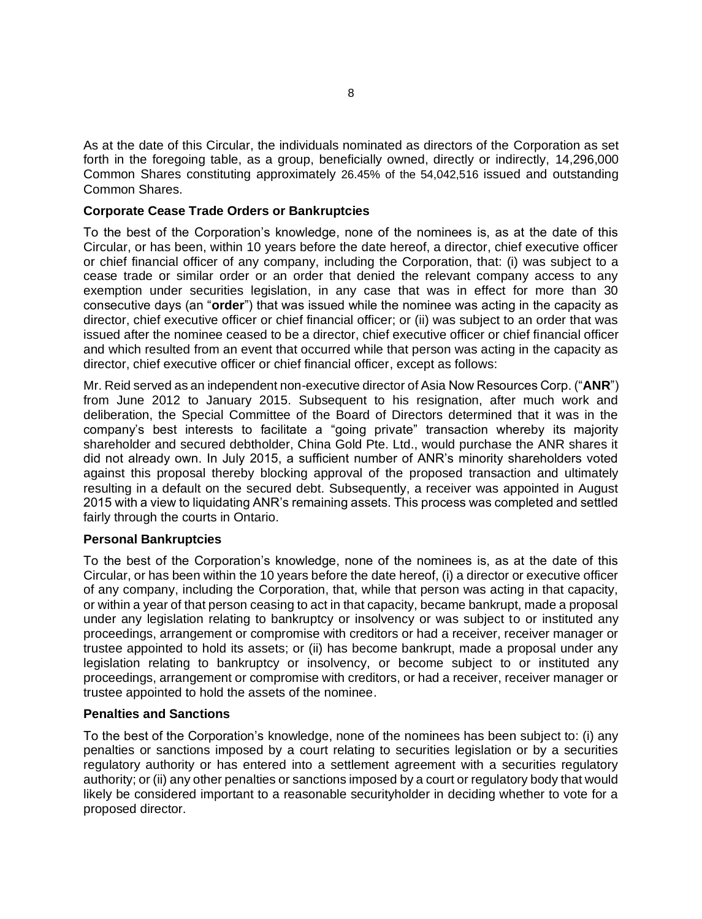As at the date of this Circular, the individuals nominated as directors of the Corporation as set forth in the foregoing table, as a group, beneficially owned, directly or indirectly, 14,296,000 Common Shares constituting approximately 26.45% of the 54,042,516 issued and outstanding Common Shares.

### Corporate Cease Trade Orders or Bankruptcies

To the best of the Corporation's knowledge, none of the nominees is, as at the date of this Circular, or has been, within 10 years before the date hereof, a director, chief executive officer or chief financial officer of any company, including the Corporation, that: (i) was subject to a cease trade or similar order or an order that denied the relevant company access to any exemption under securities legislation, in any case that was in effect for more than 30 consecutive days (an "**order**") that was issued while the nominee was acting in the capacity as director, chief executive officer or chief financial officer; or (ii) was subject to an order that was issued after the nominee ceased to be a director, chief executive officer or chief financial officer and which resulted from an event that occurred while that person was acting in the capacity as director, chief executive officer or chief financial officer, except as follows:

Mr. Reid served as an independent non-executive director of Asia Now Resources Corp. ("**ANR**") from June 2012 to January 2015. Subsequent to his resignation, after much work and deliberation, the Special Committee of the Board of Directors determined that it was in the company's best interests to facilitate a "going private" transaction whereby its majority shareholder and secured debtholder, China Gold Pte. Ltd., would purchase the ANR shares it did not already own. In July 2015, a sufficient number of ANR's minority shareholders voted against this proposal thereby blocking approval of the proposed transaction and ultimately resulting in a default on the secured debt. Subsequently, a receiver was appointed in August 2015 with a view to liquidating ANR's remaining assets. This process was completed and settled fairly through the courts in Ontario.

### Personal Bankruptcies

To the best of the Corporation's knowledge, none of the nominees is, as at the date of this Circular, or has been within the 10 years before the date hereof, (i) a director or executive officer of any company, including the Corporation, that, while that person was acting in that capacity, or within a year of that person ceasing to act in that capacity, became bankrupt, made a proposal under any legislation relating to bankruptcy or insolvency or was subject to or instituted any proceedings, arrangement or compromise with creditors or had a receiver, receiver manager or trustee appointed to hold its assets; or (ii) has become bankrupt, made a proposal under any legislation relating to bankruptcy or insolvency, or become subject to or instituted any proceedings, arrangement or compromise with creditors, or had a receiver, receiver manager or trustee appointed to hold the assets of the nominee.

### Penalties and Sanctions

To the best of the Corporation's knowledge, none of the nominees has been subject to: (i) any penalties or sanctions imposed by a court relating to securities legislation or by a securities regulatory authority or has entered into a settlement agreement with a securities regulatory authority; or (ii) any other penalties or sanctions imposed by a court or regulatory body that would likely be considered important to a reasonable securityholder in deciding whether to vote for a proposed director.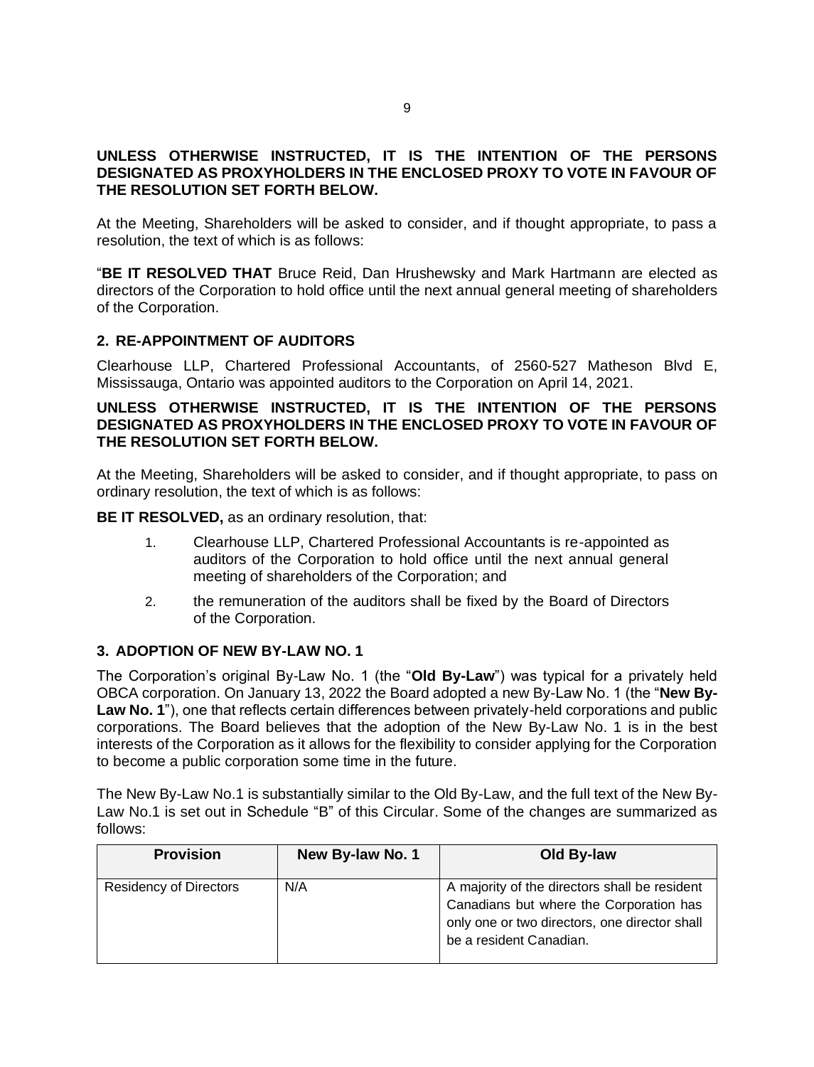**UNLESS OTHERWISE INSTRUCTED, IT IS THE INTENTION OF THE PERSONS DESIGNATED AS PROXYHOLDERS IN THE ENCLOSED PROXY TO VOTE IN FAVOUR OF THE RESOLUTION SET FORTH BELOW.**

At the Meeting, Shareholders will be asked to consider, and if thought appropriate, to pass a resolution, the text of which is as follows:

"**BE IT RESOLVED THAT** Bruce Reid, Dan Hrushewsky and Mark Hartmann are elected as directors of the Corporation to hold office until the next annual general meeting of shareholders of the Corporation.

## 2. RE-APPOINTMENT OF AUDITORS

Clearhouse LLP, Chartered Professional Accountants, of 2560-527 Matheson Blvd E, Mississauga, Ontario was appointed auditors to the Corporation on April 14, 2021.

**UNLESS OTHERWISE INSTRUCTED, IT IS THE INTENTION OF THE PERSONS DESIGNATED AS PROXYHOLDERS IN THE ENCLOSED PROXY TO VOTE IN FAVOUR OF THE RESOLUTION SET FORTH BELOW.**

At the Meeting, Shareholders will be asked to consider, and if thought appropriate, to pass on ordinary resolution, the text of which is as follows:

**BE IT RESOLVED,** as an ordinary resolution, that:

1. Clearhouse LLP, Chartered Professional Accountants is re-appointed as auditors of the Corporation to hold office until the next annual general meeting of shareholders of the Corporation; and
2. the remuneration of the auditors shall be fixed by the Board of Directors of the Corporation.

## 3. ADOPTION OF NEW BY-LAW NO. 1

The Corporation's original By-Law No. 1 (the "**Old By-Law**") was typical for a privately held OBCA corporation. On January 13, 2022 the Board adopted a new By-Law No. 1 (the "**New By-Law No. 1**"), one that reflects certain differences between privately-held corporations and public corporations. The Board believes that the adoption of the New By-Law No. 1 is in the best interests of the Corporation as it allows for the flexibility to consider applying for the Corporation to become a public corporation some time in the future.

The New By-Law No.1 is substantially similar to the Old By-Law, and the full text of the New By-Law No.1 is set out in Schedule "B" of this Circular. Some of the changes are summarized as follows:

| Provision | New By-law No. 1 | Old By-law |
| --- | --- | --- |
| Residency of Directors | N/A | A majority of the directors shall be resident Canadians but where the Corporation has only one or two directors, one director shall be a resident Canadian. |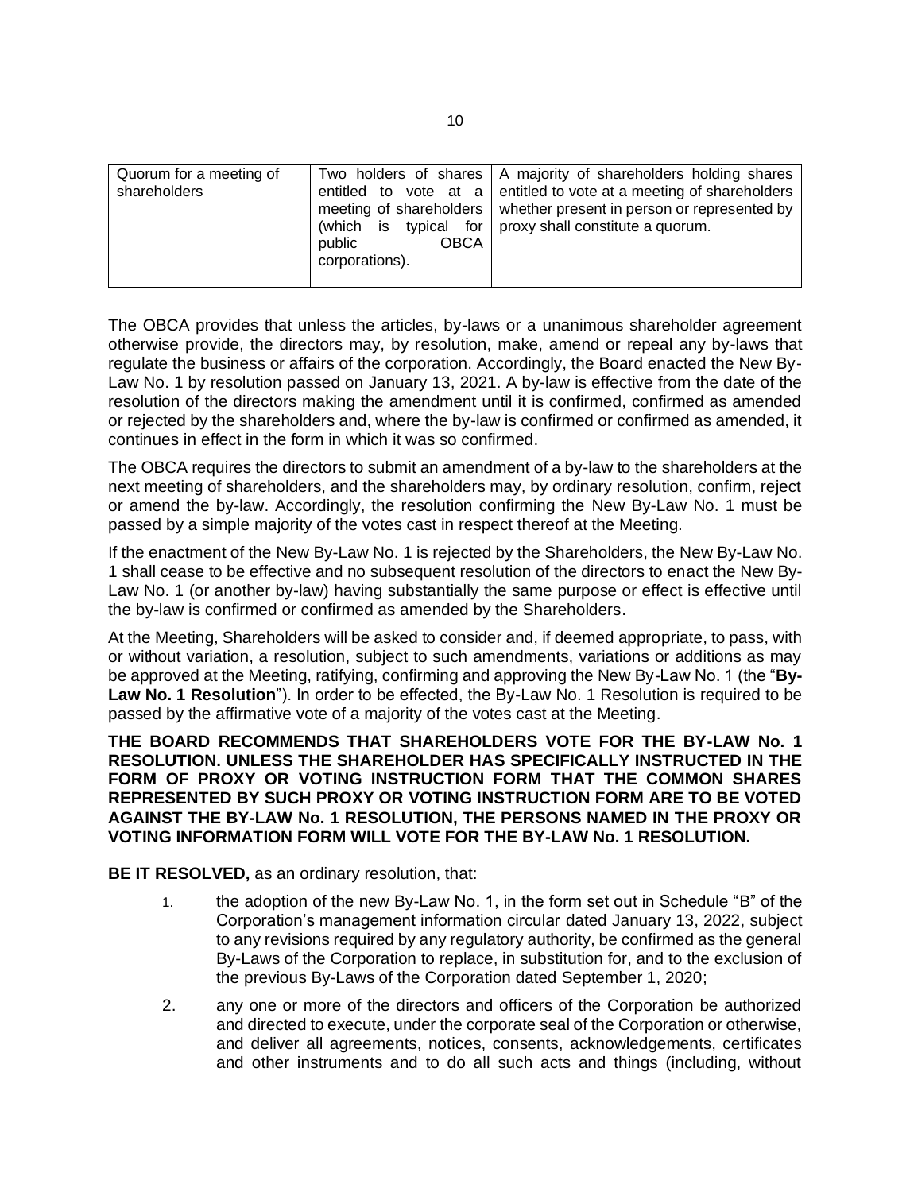| Quorum for a meeting of shareholders | Two holders of shares entitled to vote at a meeting of shareholders (which is typical for public OBCA corporations). | A majority of shareholders holding shares entitled to vote at a meeting of shareholders whether present in person or represented by proxy shall constitute a quorum. |
|---|---|---|

The OBCA provides that unless the articles, by-laws or a unanimous shareholder agreement otherwise provide, the directors may, by resolution, make, amend or repeal any by-laws that regulate the business or affairs of the corporation. Accordingly, the Board enacted the New By-Law No. 1 by resolution passed on January 13, 2021. A by-law is effective from the date of the resolution of the directors making the amendment until it is confirmed, confirmed as amended or rejected by the shareholders and, where the by-law is confirmed or confirmed as amended, it continues in effect in the form in which it was so confirmed.

The OBCA requires the directors to submit an amendment of a by-law to the shareholders at the next meeting of shareholders, and the shareholders may, by ordinary resolution, confirm, reject or amend the by-law. Accordingly, the resolution confirming the New By-Law No. 1 must be passed by a simple majority of the votes cast in respect thereof at the Meeting.

If the enactment of the New By-Law No. 1 is rejected by the Shareholders, the New By-Law No. 1 shall cease to be effective and no subsequent resolution of the directors to enact the New By-Law No. 1 (or another by-law) having substantially the same purpose or effect is effective until the by-law is confirmed or confirmed as amended by the Shareholders.

At the Meeting, Shareholders will be asked to consider and, if deemed appropriate, to pass, with or without variation, a resolution, subject to such amendments, variations or additions as may be approved at the Meeting, ratifying, confirming and approving the New By-Law No. 1 (the "**By-Law No. 1 Resolution**"). In order to be effected, the By-Law No. 1 Resolution is required to be passed by the affirmative vote of a majority of the votes cast at the Meeting.

**THE BOARD RECOMMENDS THAT SHAREHOLDERS VOTE FOR THE BY-LAW No. 1 RESOLUTION. UNLESS THE SHAREHOLDER HAS SPECIFICALLY INSTRUCTED IN THE FORM OF PROXY OR VOTING INSTRUCTION FORM THAT THE COMMON SHARES REPRESENTED BY SUCH PROXY OR VOTING INSTRUCTION FORM ARE TO BE VOTED AGAINST THE BY-LAW No. 1 RESOLUTION, THE PERSONS NAMED IN THE PROXY OR VOTING INFORMATION FORM WILL VOTE FOR THE BY-LAW No. 1 RESOLUTION.**

**BE IT RESOLVED,** as an ordinary resolution, that:

1. the adoption of the new By-Law No. 1, in the form set out in Schedule "B" of the Corporation's management information circular dated January 13, 2022, subject to any revisions required by any regulatory authority, be confirmed as the general By-Laws of the Corporation to replace, in substitution for, and to the exclusion of the previous By-Laws of the Corporation dated September 1, 2020;
2. any one or more of the directors and officers of the Corporation be authorized and directed to execute, under the corporate seal of the Corporation or otherwise, and deliver all agreements, notices, consents, acknowledgements, certificates and other instruments and to do all such acts and things (including, without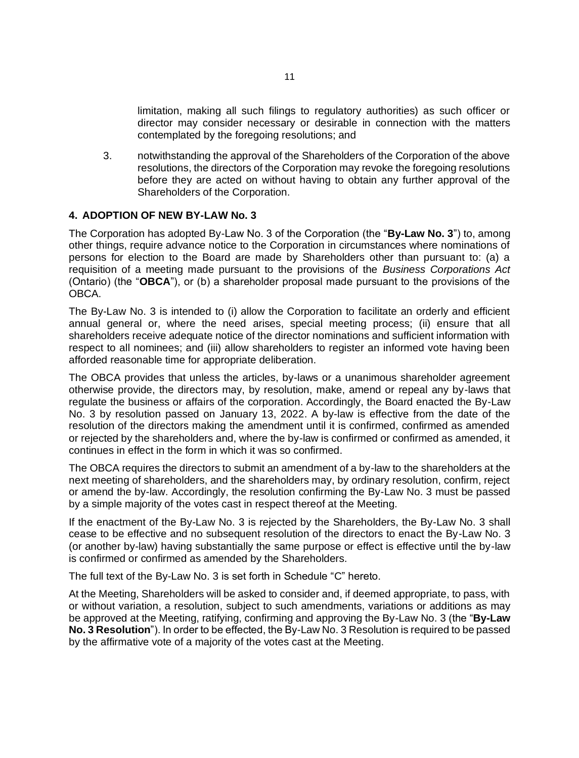limitation, making all such filings to regulatory authorities) as such officer or director may consider necessary or desirable in connection with the matters contemplated by the foregoing resolutions; and

3. notwithstanding the approval of the Shareholders of the Corporation of the above resolutions, the directors of the Corporation may revoke the foregoing resolutions before they are acted on without having to obtain any further approval of the Shareholders of the Corporation.

## 4. ADOPTION OF NEW BY-LAW No. 3

The Corporation has adopted By-Law No. 3 of the Corporation (the "**By-Law No. 3**") to, among other things, require advance notice to the Corporation in circumstances where nominations of persons for election to the Board are made by Shareholders other than pursuant to: (a) a requisition of a meeting made pursuant to the provisions of the *Business Corporations Act* (Ontario) (the "**OBCA**"), or (b) a shareholder proposal made pursuant to the provisions of the OBCA.

The By-Law No. 3 is intended to (i) allow the Corporation to facilitate an orderly and efficient annual general or, where the need arises, special meeting process; (ii) ensure that all shareholders receive adequate notice of the director nominations and sufficient information with respect to all nominees; and (iii) allow shareholders to register an informed vote having been afforded reasonable time for appropriate deliberation.

The OBCA provides that unless the articles, by-laws or a unanimous shareholder agreement otherwise provide, the directors may, by resolution, make, amend or repeal any by-laws that regulate the business or affairs of the corporation. Accordingly, the Board enacted the By-Law No. 3 by resolution passed on January 13, 2022. A by-law is effective from the date of the resolution of the directors making the amendment until it is confirmed, confirmed as amended or rejected by the shareholders and, where the by-law is confirmed or confirmed as amended, it continues in effect in the form in which it was so confirmed.

The OBCA requires the directors to submit an amendment of a by-law to the shareholders at the next meeting of shareholders, and the shareholders may, by ordinary resolution, confirm, reject or amend the by-law. Accordingly, the resolution confirming the By-Law No. 3 must be passed by a simple majority of the votes cast in respect thereof at the Meeting.

If the enactment of the By-Law No. 3 is rejected by the Shareholders, the By-Law No. 3 shall cease to be effective and no subsequent resolution of the directors to enact the By-Law No. 3 (or another by-law) having substantially the same purpose or effect is effective until the by-law is confirmed or confirmed as amended by the Shareholders.

The full text of the By-Law No. 3 is set forth in Schedule "C" hereto.

At the Meeting, Shareholders will be asked to consider and, if deemed appropriate, to pass, with or without variation, a resolution, subject to such amendments, variations or additions as may be approved at the Meeting, ratifying, confirming and approving the By-Law No. 3 (the "**By-Law No. 3 Resolution**"). In order to be effected, the By-Law No. 3 Resolution is required to be passed by the affirmative vote of a majority of the votes cast at the Meeting.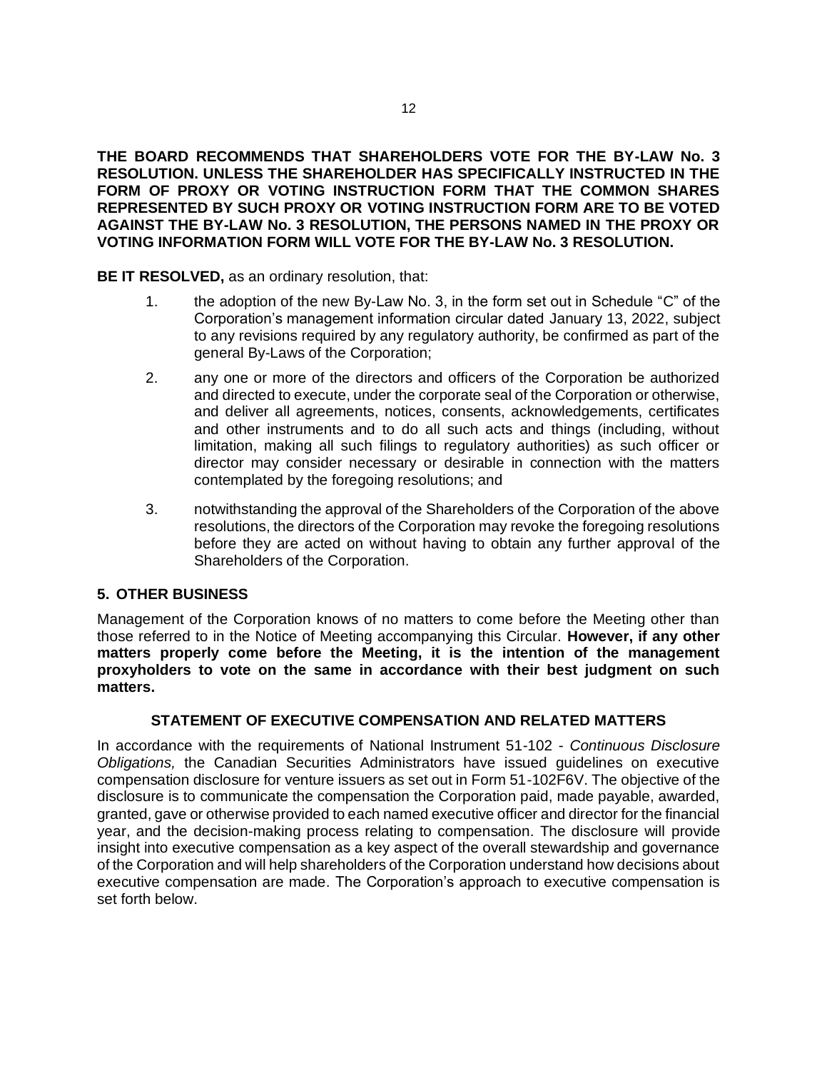**THE BOARD RECOMMENDS THAT SHAREHOLDERS VOTE FOR THE BY-LAW No. 3 RESOLUTION. UNLESS THE SHAREHOLDER HAS SPECIFICALLY INSTRUCTED IN THE FORM OF PROXY OR VOTING INSTRUCTION FORM THAT THE COMMON SHARES REPRESENTED BY SUCH PROXY OR VOTING INSTRUCTION FORM ARE TO BE VOTED AGAINST THE BY-LAW No. 3 RESOLUTION, THE PERSONS NAMED IN THE PROXY OR VOTING INFORMATION FORM WILL VOTE FOR THE BY-LAW No. 3 RESOLUTION.**

**BE IT RESOLVED,** as an ordinary resolution, that:

1. the adoption of the new By-Law No. 3, in the form set out in Schedule "C" of the Corporation's management information circular dated January 13, 2022, subject to any revisions required by any regulatory authority, be confirmed as part of the general By-Laws of the Corporation;

2. any one or more of the directors and officers of the Corporation be authorized and directed to execute, under the corporate seal of the Corporation or otherwise, and deliver all agreements, notices, consents, acknowledgements, certificates and other instruments and to do all such acts and things (including, without limitation, making all such filings to regulatory authorities) as such officer or director may consider necessary or desirable in connection with the matters contemplated by the foregoing resolutions; and

3. notwithstanding the approval of the Shareholders of the Corporation of the above resolutions, the directors of the Corporation may revoke the foregoing resolutions before they are acted on without having to obtain any further approval of the Shareholders of the Corporation.

## 5. OTHER BUSINESS

Management of the Corporation knows of no matters to come before the Meeting other than those referred to in the Notice of Meeting accompanying this Circular. **However, if any other matters properly come before the Meeting, it is the intention of the management proxyholders to vote on the same in accordance with their best judgment on such matters.**

## STATEMENT OF EXECUTIVE COMPENSATION AND RELATED MATTERS

In accordance with the requirements of National Instrument 51-102 - *Continuous Disclosure Obligations,* the Canadian Securities Administrators have issued guidelines on executive compensation disclosure for venture issuers as set out in Form 51-102F6V. The objective of the disclosure is to communicate the compensation the Corporation paid, made payable, awarded, granted, gave or otherwise provided to each named executive officer and director for the financial year, and the decision-making process relating to compensation. The disclosure will provide insight into executive compensation as a key aspect of the overall stewardship and governance of the Corporation and will help shareholders of the Corporation understand how decisions about executive compensation are made. The Corporation's approach to executive compensation is set forth below.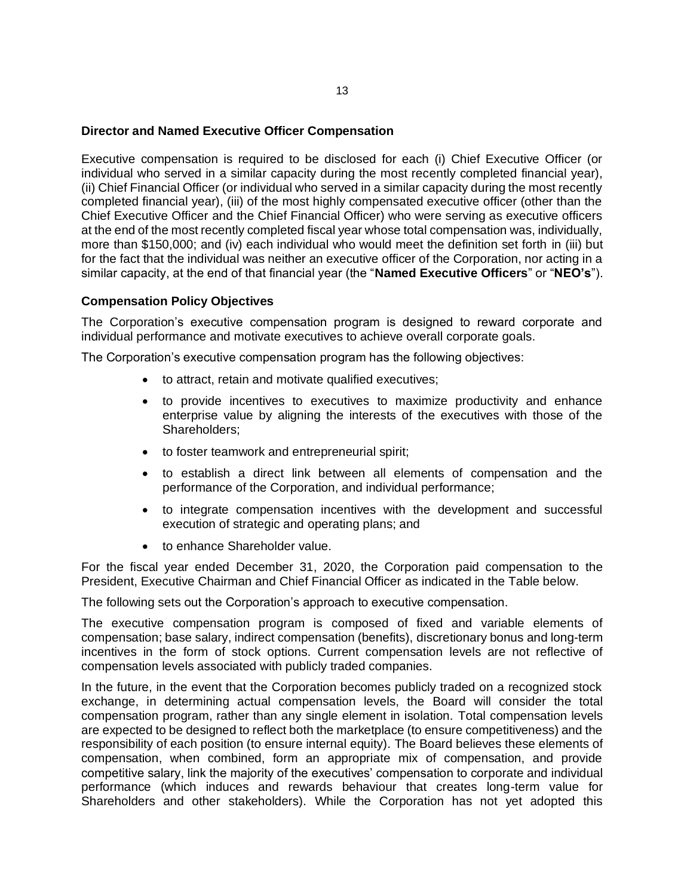**Director and Named Executive Officer Compensation**

Executive compensation is required to be disclosed for each (i) Chief Executive Officer (or individual who served in a similar capacity during the most recently completed financial year), (ii) Chief Financial Officer (or individual who served in a similar capacity during the most recently completed financial year), (iii) of the most highly compensated executive officer (other than the Chief Executive Officer and the Chief Financial Officer) who were serving as executive officers at the end of the most recently completed fiscal year whose total compensation was, individually, more than $150,000; and (iv) each individual who would meet the definition set forth in (iii) but for the fact that the individual was neither an executive officer of the Corporation, nor acting in a similar capacity, at the end of that financial year (the "**Named Executive Officers**" or "**NEO's**").

**Compensation Policy Objectives**

The Corporation's executive compensation program is designed to reward corporate and individual performance and motivate executives to achieve overall corporate goals.

The Corporation's executive compensation program has the following objectives:

- to attract, retain and motivate qualified executives;
- to provide incentives to executives to maximize productivity and enhance enterprise value by aligning the interests of the executives with those of the Shareholders;
- to foster teamwork and entrepreneurial spirit;
- to establish a direct link between all elements of compensation and the performance of the Corporation, and individual performance;
- to integrate compensation incentives with the development and successful execution of strategic and operating plans; and
- to enhance Shareholder value.

For the fiscal year ended December 31, 2020, the Corporation paid compensation to the President, Executive Chairman and Chief Financial Officer as indicated in the Table below.

The following sets out the Corporation's approach to executive compensation.

The executive compensation program is composed of fixed and variable elements of compensation; base salary, indirect compensation (benefits), discretionary bonus and long-term incentives in the form of stock options. Current compensation levels are not reflective of compensation levels associated with publicly traded companies.

In the future, in the event that the Corporation becomes publicly traded on a recognized stock exchange, in determining actual compensation levels, the Board will consider the total compensation program, rather than any single element in isolation. Total compensation levels are expected to be designed to reflect both the marketplace (to ensure competitiveness) and the responsibility of each position (to ensure internal equity). The Board believes these elements of compensation, when combined, form an appropriate mix of compensation, and provide competitive salary, link the majority of the executives' compensation to corporate and individual performance (which induces and rewards behaviour that creates long-term value for Shareholders and other stakeholders). While the Corporation has not yet adopted this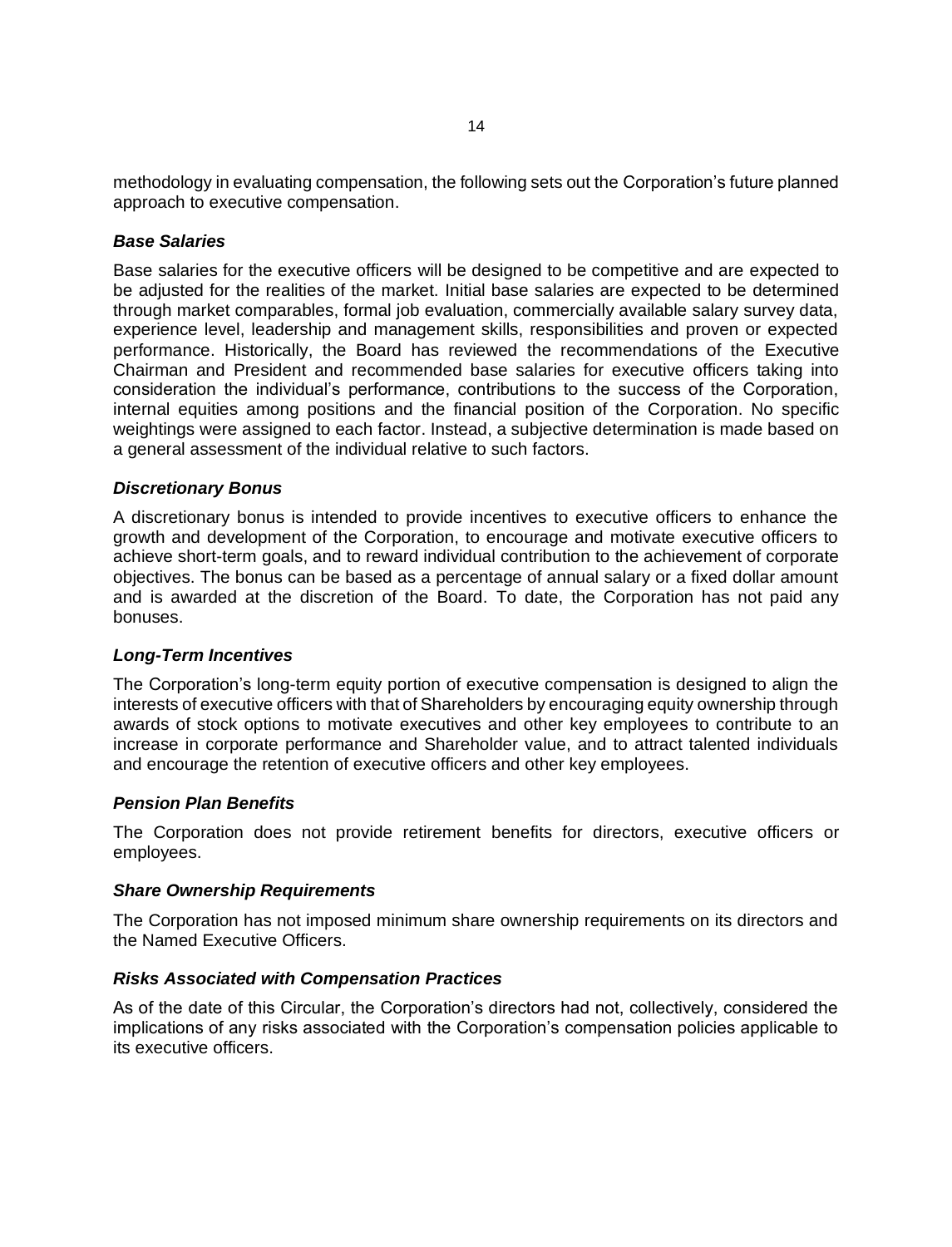methodology in evaluating compensation, the following sets out the Corporation's future planned approach to executive compensation.

***Base Salaries***

Base salaries for the executive officers will be designed to be competitive and are expected to be adjusted for the realities of the market. Initial base salaries are expected to be determined through market comparables, formal job evaluation, commercially available salary survey data, experience level, leadership and management skills, responsibilities and proven or expected performance. Historically, the Board has reviewed the recommendations of the Executive Chairman and President and recommended base salaries for executive officers taking into consideration the individual's performance, contributions to the success of the Corporation, internal equities among positions and the financial position of the Corporation. No specific weightings were assigned to each factor. Instead, a subjective determination is made based on a general assessment of the individual relative to such factors.

***Discretionary Bonus***

A discretionary bonus is intended to provide incentives to executive officers to enhance the growth and development of the Corporation, to encourage and motivate executive officers to achieve short-term goals, and to reward individual contribution to the achievement of corporate objectives. The bonus can be based as a percentage of annual salary or a fixed dollar amount and is awarded at the discretion of the Board. To date, the Corporation has not paid any bonuses.

***Long-Term Incentives***

The Corporation's long-term equity portion of executive compensation is designed to align the interests of executive officers with that of Shareholders by encouraging equity ownership through awards of stock options to motivate executives and other key employees to contribute to an increase in corporate performance and Shareholder value, and to attract talented individuals and encourage the retention of executive officers and other key employees.

***Pension Plan Benefits***

The Corporation does not provide retirement benefits for directors, executive officers or employees.

***Share Ownership Requirements***

The Corporation has not imposed minimum share ownership requirements on its directors and the Named Executive Officers.

***Risks Associated with Compensation Practices***

As of the date of this Circular, the Corporation's directors had not, collectively, considered the implications of any risks associated with the Corporation's compensation policies applicable to its executive officers.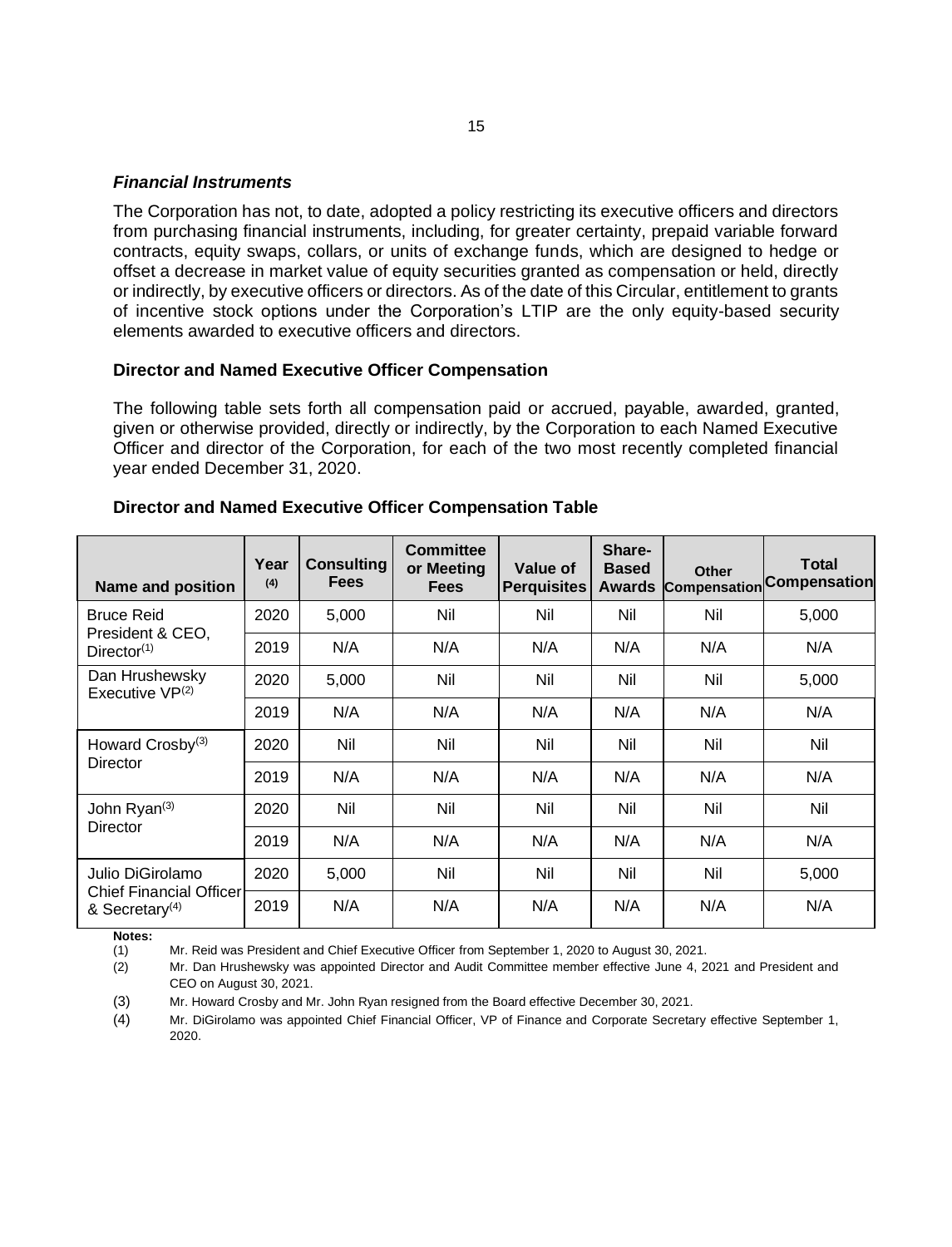### *Financial Instruments*

The Corporation has not, to date, adopted a policy restricting its executive officers and directors from purchasing financial instruments, including, for greater certainty, prepaid variable forward contracts, equity swaps, collars, or units of exchange funds, which are designed to hedge or offset a decrease in market value of equity securities granted as compensation or held, directly or indirectly, by executive officers or directors. As of the date of this Circular, entitlement to grants of incentive stock options under the Corporation's LTIP are the only equity-based security elements awarded to executive officers and directors.

### Director and Named Executive Officer Compensation

The following table sets forth all compensation paid or accrued, payable, awarded, granted, given or otherwise provided, directly or indirectly, by the Corporation to each Named Executive Officer and director of the Corporation, for each of the two most recently completed financial year ended December 31, 2020.

**Director and Named Executive Officer Compensation Table**

| Name and position | Year [4] | Consulting Fees | Committee or Meeting Fees | Value of Perquisites | Share-Based Awards | Other Compensation | Total Compensation |
|---|---|---|---|---|---|---|---|
| Bruce Reid President & CEO, Director[1] | 2020 | 5,000 | Nil | Nil | Nil | Nil | 5,000 |
| | 2019 | N/A | N/A | N/A | N/A | N/A | N/A |
| Dan Hrushewsky Executive VP[2] | 2020 | 5,000 | Nil | Nil | Nil | Nil | 5,000 |
| | 2019 | N/A | N/A | N/A | N/A | N/A | N/A |
| Howard Crosby[3] Director | 2020 | Nil | Nil | Nil | Nil | Nil | Nil |
| | 2019 | N/A | N/A | N/A | N/A | N/A | N/A |
| John Ryan[3] Director | 2020 | Nil | Nil | Nil | Nil | Nil | Nil |
| | 2019 | N/A | N/A | N/A | N/A | N/A | N/A |
| Julio DiGirolamo Chief Financial Officer & Secretary[4] | 2020 | 5,000 | Nil | Nil | Nil | Nil | 5,000 |
| | 2019 | N/A | N/A | N/A | N/A | N/A | N/A |

**Notes:**

(1) Mr. Reid was President and Chief Executive Officer from September 1, 2020 to August 30, 2021.

(2) Mr. Dan Hrushewsky was appointed Director and Audit Committee member effective June 4, 2021 and President and CEO on August 30, 2021.

(3) Mr. Howard Crosby and Mr. John Ryan resigned from the Board effective December 30, 2021.

(4) Mr. DiGirolamo was appointed Chief Financial Officer, VP of Finance and Corporate Secretary effective September 1, 2020.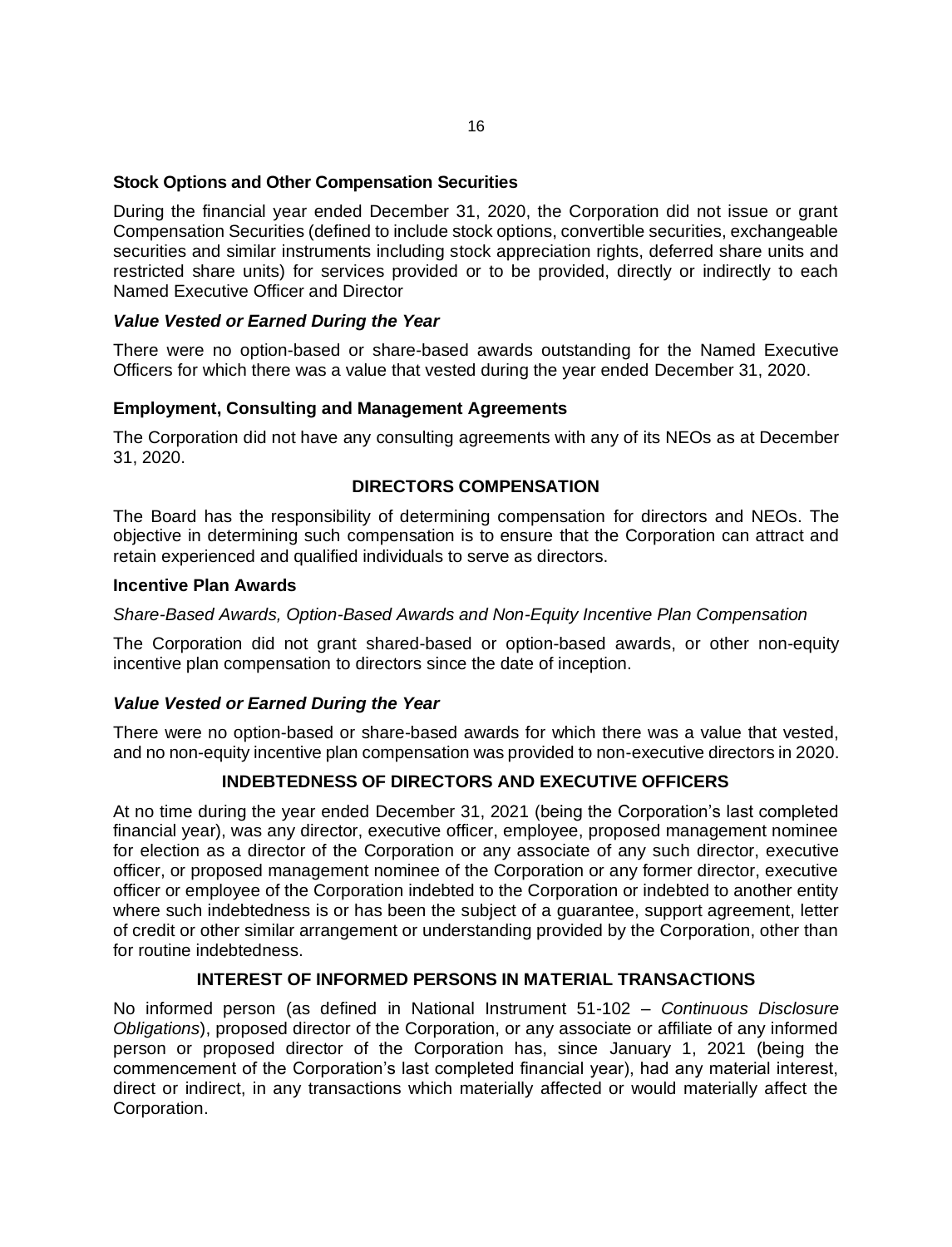### Stock Options and Other Compensation Securities

During the financial year ended December 31, 2020, the Corporation did not issue or grant Compensation Securities (defined to include stock options, convertible securities, exchangeable securities and similar instruments including stock appreciation rights, deferred share units and restricted share units) for services provided or to be provided, directly or indirectly to each Named Executive Officer and Director

#### *Value Vested or Earned During the Year*

There were no option-based or share-based awards outstanding for the Named Executive Officers for which there was a value that vested during the year ended December 31, 2020.

### Employment, Consulting and Management Agreements

The Corporation did not have any consulting agreements with any of its NEOs as at December 31, 2020.

## DIRECTORS COMPENSATION

The Board has the responsibility of determining compensation for directors and NEOs. The objective in determining such compensation is to ensure that the Corporation can attract and retain experienced and qualified individuals to serve as directors.

### Incentive Plan Awards

*Share-Based Awards, Option-Based Awards and Non-Equity Incentive Plan Compensation*

The Corporation did not grant shared-based or option-based awards, or other non-equity incentive plan compensation to directors since the date of inception.

#### *Value Vested or Earned During the Year*

There were no option-based or share-based awards for which there was a value that vested, and no non-equity incentive plan compensation was provided to non-executive directors in 2020.

## INDEBTEDNESS OF DIRECTORS AND EXECUTIVE OFFICERS

At no time during the year ended December 31, 2021 (being the Corporation's last completed financial year), was any director, executive officer, employee, proposed management nominee for election as a director of the Corporation or any associate of any such director, executive officer, or proposed management nominee of the Corporation or any former director, executive officer or employee of the Corporation indebted to the Corporation or indebted to another entity where such indebtedness is or has been the subject of a guarantee, support agreement, letter of credit or other similar arrangement or understanding provided by the Corporation, other than for routine indebtedness.

## INTEREST OF INFORMED PERSONS IN MATERIAL TRANSACTIONS

No informed person (as defined in National Instrument 51-102 – *Continuous Disclosure Obligations*), proposed director of the Corporation, or any associate or affiliate of any informed person or proposed director of the Corporation has, since January 1, 2021 (being the commencement of the Corporation's last completed financial year), had any material interest, direct or indirect, in any transactions which materially affected or would materially affect the Corporation.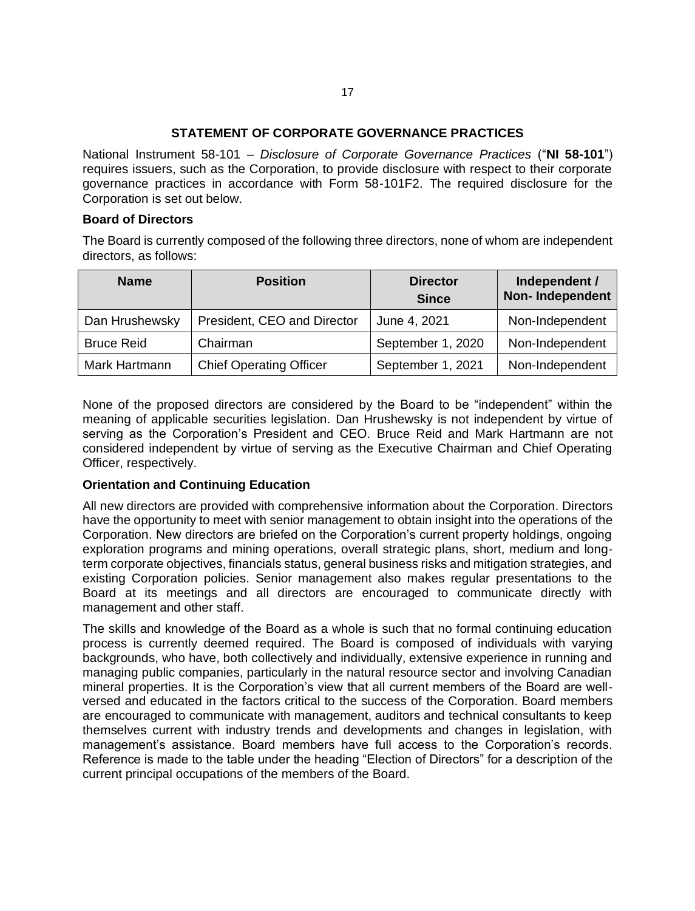## STATEMENT OF CORPORATE GOVERNANCE PRACTICES

National Instrument 58-101 – *Disclosure of Corporate Governance Practices* ("**NI 58-101**") requires issuers, such as the Corporation, to provide disclosure with respect to their corporate governance practices in accordance with Form 58-101F2. The required disclosure for the Corporation is set out below.

### Board of Directors

The Board is currently composed of the following three directors, none of whom are independent directors, as follows:

| Name | Position | Director Since | Independent / Non- Independent |
|---|---|---|---|
| Dan Hrushewsky | President, CEO and Director | June 4, 2021 | Non-Independent |
| Bruce Reid | Chairman | September 1, 2020 | Non-Independent |
| Mark Hartmann | Chief Operating Officer | September 1, 2021 | Non-Independent |

None of the proposed directors are considered by the Board to be "independent" within the meaning of applicable securities legislation. Dan Hrushewsky is not independent by virtue of serving as the Corporation's President and CEO. Bruce Reid and Mark Hartmann are not considered independent by virtue of serving as the Executive Chairman and Chief Operating Officer, respectively.

### Orientation and Continuing Education

All new directors are provided with comprehensive information about the Corporation. Directors have the opportunity to meet with senior management to obtain insight into the operations of the Corporation. New directors are briefed on the Corporation's current property holdings, ongoing exploration programs and mining operations, overall strategic plans, short, medium and long-term corporate objectives, financials status, general business risks and mitigation strategies, and existing Corporation policies. Senior management also makes regular presentations to the Board at its meetings and all directors are encouraged to communicate directly with management and other staff.

The skills and knowledge of the Board as a whole is such that no formal continuing education process is currently deemed required. The Board is composed of individuals with varying backgrounds, who have, both collectively and individually, extensive experience in running and managing public companies, particularly in the natural resource sector and involving Canadian mineral properties. It is the Corporation's view that all current members of the Board are well-versed and educated in the factors critical to the success of the Corporation. Board members are encouraged to communicate with management, auditors and technical consultants to keep themselves current with industry trends and developments and changes in legislation, with management's assistance. Board members have full access to the Corporation's records. Reference is made to the table under the heading "Election of Directors" for a description of the current principal occupations of the members of the Board.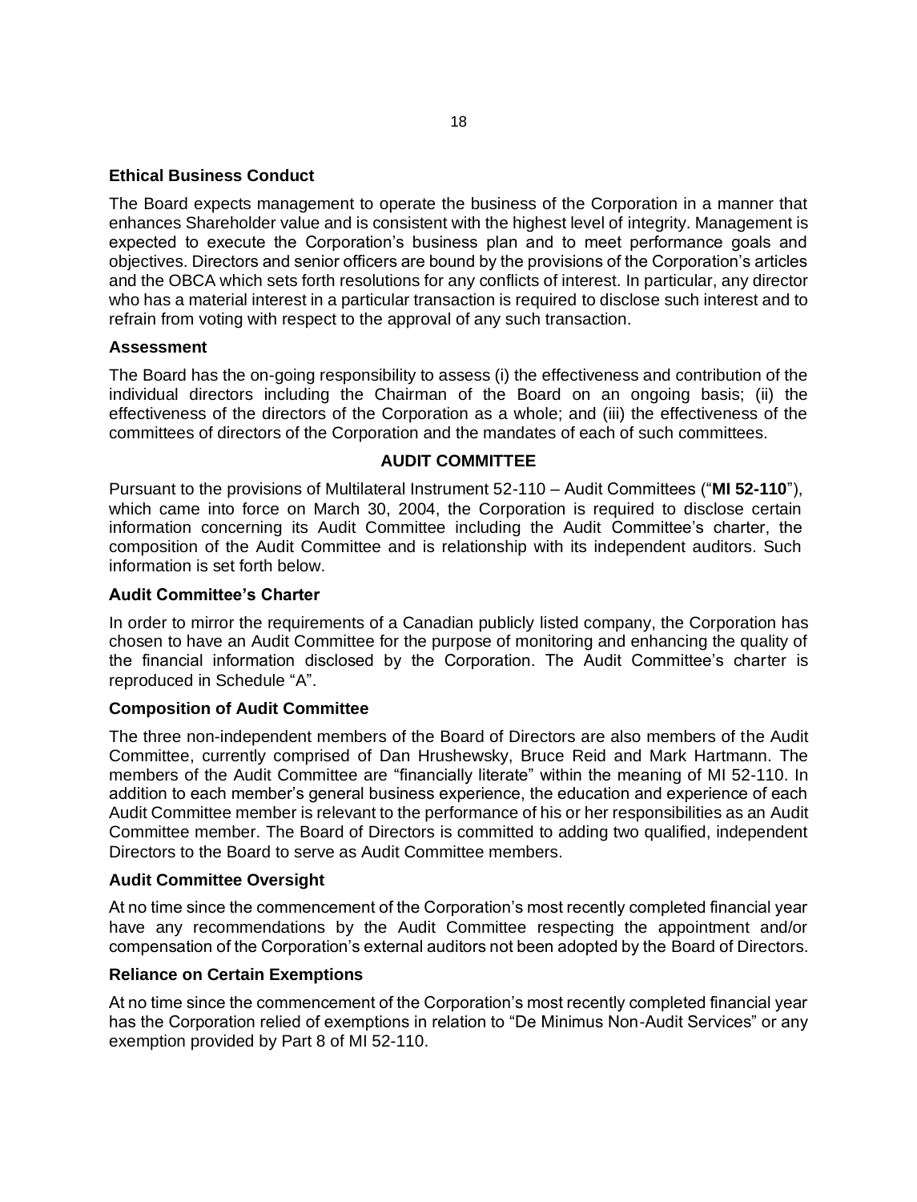### Ethical Business Conduct

The Board expects management to operate the business of the Corporation in a manner that enhances Shareholder value and is consistent with the highest level of integrity. Management is expected to execute the Corporation's business plan and to meet performance goals and objectives. Directors and senior officers are bound by the provisions of the Corporation's articles and the OBCA which sets forth resolutions for any conflicts of interest. In particular, any director who has a material interest in a particular transaction is required to disclose such interest and to refrain from voting with respect to the approval of any such transaction.

### Assessment

The Board has the on-going responsibility to assess (i) the effectiveness and contribution of the individual directors including the Chairman of the Board on an ongoing basis; (ii) the effectiveness of the directors of the Corporation as a whole; and (iii) the effectiveness of the committees of directors of the Corporation and the mandates of each of such committees.

## AUDIT COMMITTEE

Pursuant to the provisions of Multilateral Instrument 52-110 – Audit Committees ("**MI 52-110**"), which came into force on March 30, 2004, the Corporation is required to disclose certain information concerning its Audit Committee including the Audit Committee's charter, the composition of the Audit Committee and is relationship with its independent auditors. Such information is set forth below.

### Audit Committee's Charter

In order to mirror the requirements of a Canadian publicly listed company, the Corporation has chosen to have an Audit Committee for the purpose of monitoring and enhancing the quality of the financial information disclosed by the Corporation. The Audit Committee's charter is reproduced in Schedule "A".

### Composition of Audit Committee

The three non-independent members of the Board of Directors are also members of the Audit Committee, currently comprised of Dan Hrushewsky, Bruce Reid and Mark Hartmann. The members of the Audit Committee are "financially literate" within the meaning of MI 52-110. In addition to each member's general business experience, the education and experience of each Audit Committee member is relevant to the performance of his or her responsibilities as an Audit Committee member. The Board of Directors is committed to adding two qualified, independent Directors to the Board to serve as Audit Committee members.

### Audit Committee Oversight

At no time since the commencement of the Corporation's most recently completed financial year have any recommendations by the Audit Committee respecting the appointment and/or compensation of the Corporation's external auditors not been adopted by the Board of Directors.

### Reliance on Certain Exemptions

At no time since the commencement of the Corporation's most recently completed financial year has the Corporation relied of exemptions in relation to "De Minimus Non-Audit Services" or any exemption provided by Part 8 of MI 52-110.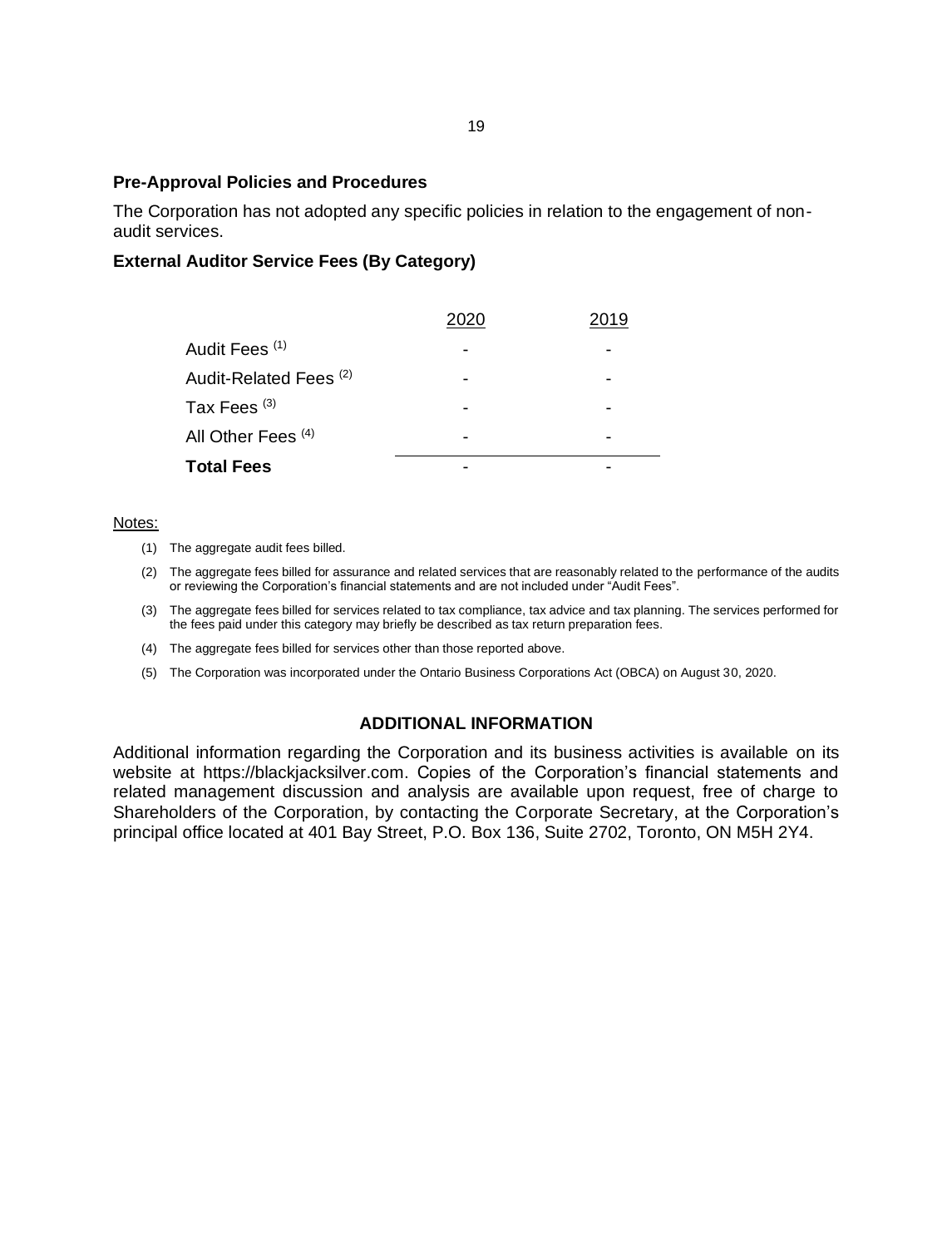### Pre-Approval Policies and Procedures

The Corporation has not adopted any specific policies in relation to the engagement of non-audit services.

### External Auditor Service Fees (By Category)

| | 2020 | 2019 |
|---|---|---|
| Audit Fees [(1)] | - | - |
| Audit-Related Fees [(2)] | - | - |
| Tax Fees [(3)] | - | - |
| All Other Fees [(4)] | - | - |
| **Total Fees** | - | - |

Notes:

(1) The aggregate audit fees billed.

(2) The aggregate fees billed for assurance and related services that are reasonably related to the performance of the audits or reviewing the Corporation's financial statements and are not included under "Audit Fees".

(3) The aggregate fees billed for services related to tax compliance, tax advice and tax planning. The services performed for the fees paid under this category may briefly be described as tax return preparation fees.

(4) The aggregate fees billed for services other than those reported above.

(5) The Corporation was incorporated under the Ontario Business Corporations Act (OBCA) on August 30, 2020.

## ADDITIONAL INFORMATION

Additional information regarding the Corporation and its business activities is available on its website at https://blackjacksilver.com. Copies of the Corporation's financial statements and related management discussion and analysis are available upon request, free of charge to Shareholders of the Corporation, by contacting the Corporate Secretary, at the Corporation's principal office located at 401 Bay Street, P.O. Box 136, Suite 2702, Toronto, ON M5H 2Y4.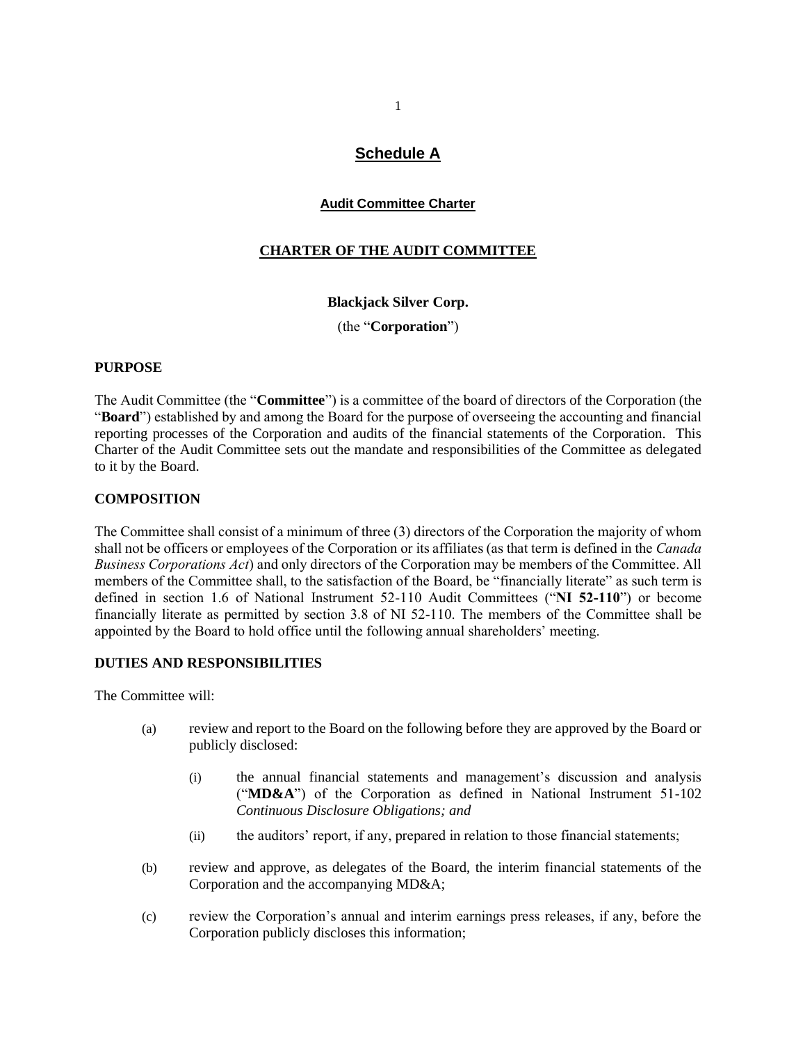# Schedule A

## Audit Committee Charter

### CHARTER OF THE AUDIT COMMITTEE

**Blackjack Silver Corp.**

(the "**Corporation**")

**PURPOSE**

The Audit Committee (the "**Committee**") is a committee of the board of directors of the Corporation (the "**Board**") established by and among the Board for the purpose of overseeing the accounting and financial reporting processes of the Corporation and audits of the financial statements of the Corporation. This Charter of the Audit Committee sets out the mandate and responsibilities of the Committee as delegated to it by the Board.

**COMPOSITION**

The Committee shall consist of a minimum of three (3) directors of the Corporation the majority of whom shall not be officers or employees of the Corporation or its affiliates (as that term is defined in the *Canada Business Corporations Act*) and only directors of the Corporation may be members of the Committee. All members of the Committee shall, to the satisfaction of the Board, be "financially literate" as such term is defined in section 1.6 of National Instrument 52-110 Audit Committees ("**NI 52-110**") or become financially literate as permitted by section 3.8 of NI 52-110. The members of the Committee shall be appointed by the Board to hold office until the following annual shareholders' meeting.

**DUTIES AND RESPONSIBILITIES**

The Committee will:

(a) review and report to the Board on the following before they are approved by the Board or publicly disclosed:

   (i) the annual financial statements and management's discussion and analysis ("**MD&A**") of the Corporation as defined in National Instrument 51-102 *Continuous Disclosure Obligations; and*

   (ii) the auditors' report, if any, prepared in relation to those financial statements;

(b) review and approve, as delegates of the Board, the interim financial statements of the Corporation and the accompanying MD&A;

(c) review the Corporation's annual and interim earnings press releases, if any, before the Corporation publicly discloses this information;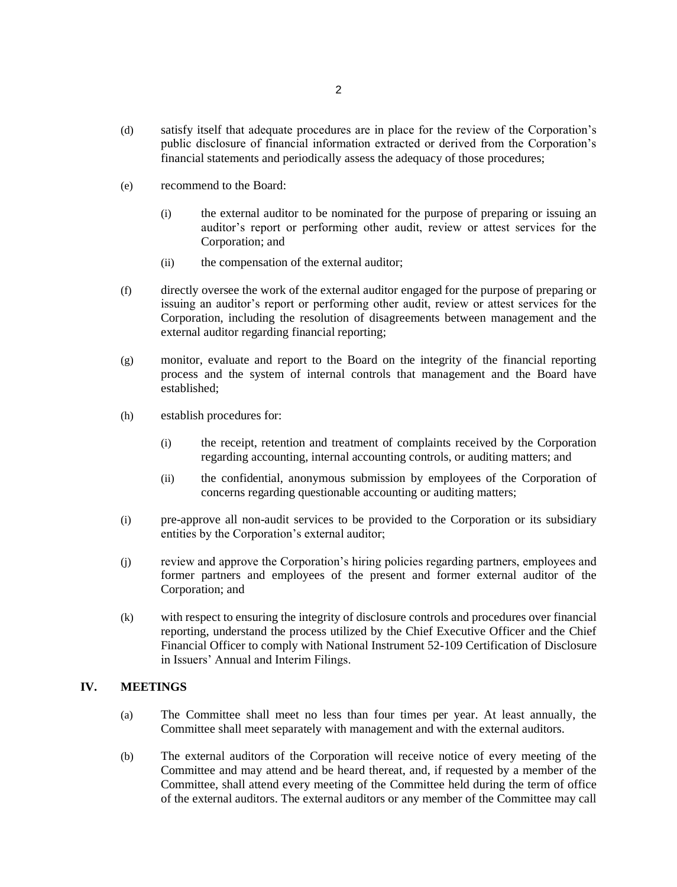(d) satisfy itself that adequate procedures are in place for the review of the Corporation's public disclosure of financial information extracted or derived from the Corporation's financial statements and periodically assess the adequacy of those procedures;

(e) recommend to the Board:

  (i) the external auditor to be nominated for the purpose of preparing or issuing an auditor's report or performing other audit, review or attest services for the Corporation; and

  (ii) the compensation of the external auditor;

(f) directly oversee the work of the external auditor engaged for the purpose of preparing or issuing an auditor's report or performing other audit, review or attest services for the Corporation, including the resolution of disagreements between management and the external auditor regarding financial reporting;

(g) monitor, evaluate and report to the Board on the integrity of the financial reporting process and the system of internal controls that management and the Board have established;

(h) establish procedures for:

  (i) the receipt, retention and treatment of complaints received by the Corporation regarding accounting, internal accounting controls, or auditing matters; and

  (ii) the confidential, anonymous submission by employees of the Corporation of concerns regarding questionable accounting or auditing matters;

(i) pre-approve all non-audit services to be provided to the Corporation or its subsidiary entities by the Corporation's external auditor;

(j) review and approve the Corporation's hiring policies regarding partners, employees and former partners and employees of the present and former external auditor of the Corporation; and

(k) with respect to ensuring the integrity of disclosure controls and procedures over financial reporting, understand the process utilized by the Chief Executive Officer and the Chief Financial Officer to comply with National Instrument 52-109 Certification of Disclosure in Issuers' Annual and Interim Filings.

## IV. MEETINGS

(a) The Committee shall meet no less than four times per year. At least annually, the Committee shall meet separately with management and with the external auditors.

(b) The external auditors of the Corporation will receive notice of every meeting of the Committee and may attend and be heard thereat, and, if requested by a member of the Committee, shall attend every meeting of the Committee held during the term of office of the external auditors. The external auditors or any member of the Committee may call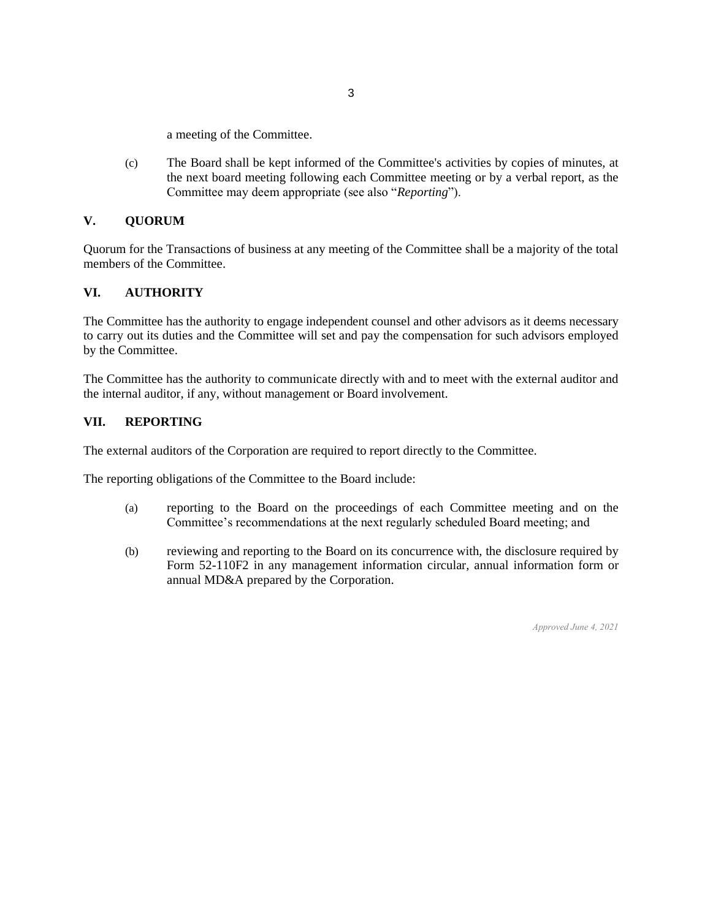a meeting of the Committee.

(c) The Board shall be kept informed of the Committee's activities by copies of minutes, at the next board meeting following each Committee meeting or by a verbal report, as the Committee may deem appropriate (see also "*Reporting*").

## V. QUORUM

Quorum for the Transactions of business at any meeting of the Committee shall be a majority of the total members of the Committee.

## VI. AUTHORITY

The Committee has the authority to engage independent counsel and other advisors as it deems necessary to carry out its duties and the Committee will set and pay the compensation for such advisors employed by the Committee.

The Committee has the authority to communicate directly with and to meet with the external auditor and the internal auditor, if any, without management or Board involvement.

## VII. REPORTING

The external auditors of the Corporation are required to report directly to the Committee.

The reporting obligations of the Committee to the Board include:

(a) reporting to the Board on the proceedings of each Committee meeting and on the Committee's recommendations at the next regularly scheduled Board meeting; and

(b) reviewing and reporting to the Board on its concurrence with, the disclosure required by Form 52-110F2 in any management information circular, annual information form or annual MD&A prepared by the Corporation.

*Approved June 4, 2021*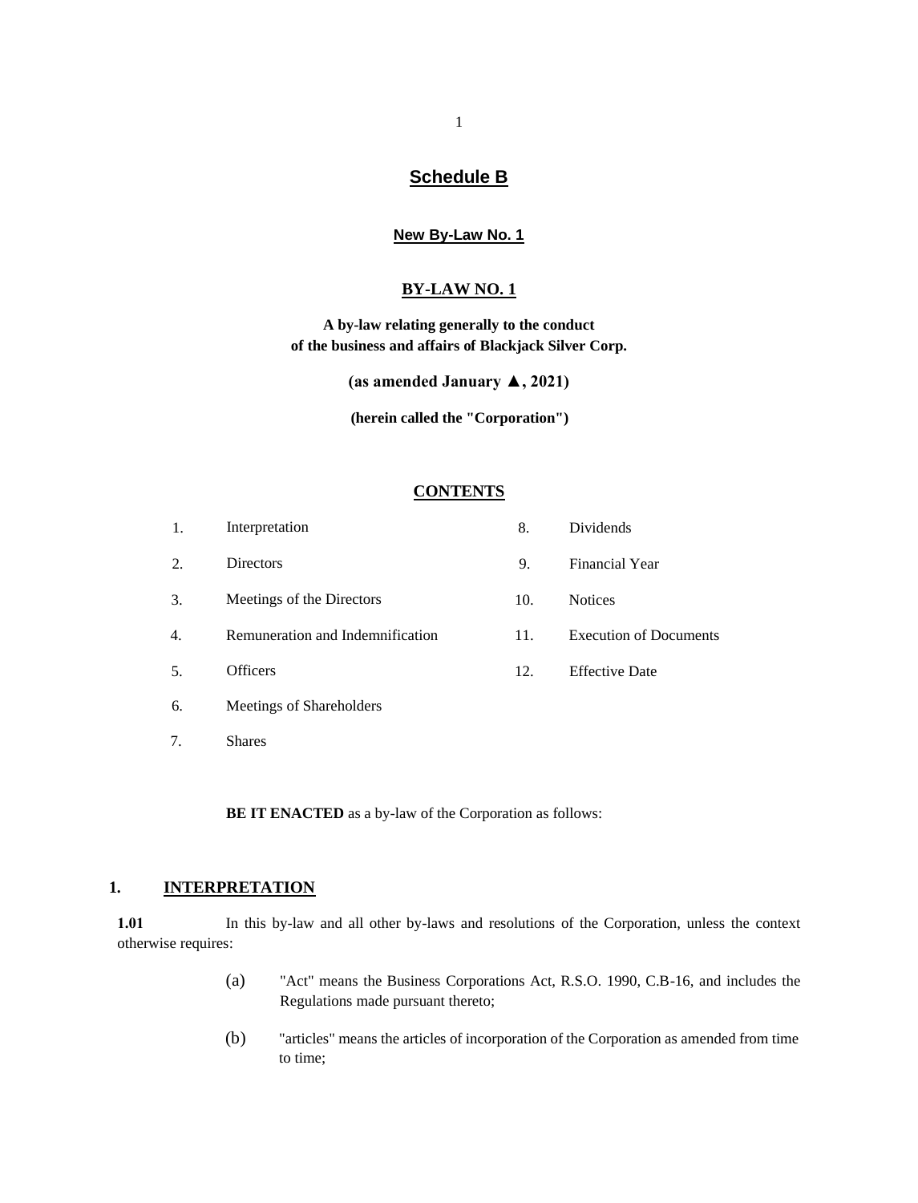# Schedule B

## New By-Law No. 1

## BY-LAW NO. 1

**A by-law relating generally to the conduct of the business and affairs of Blackjack Silver Corp.**

**(as amended January ▲, 2021)**

**(herein called the "Corporation")**

## CONTENTS

| | | | |
|---|---|---|---|
| 1. | Interpretation | 8. | Dividends |
| 2. | Directors | 9. | Financial Year |
| 3. | Meetings of the Directors | 10. | Notices |
| 4. | Remuneration and Indemnification | 11. | Execution of Documents |
| 5. | Officers | 12. | Effective Date |
| 6. | Meetings of Shareholders | | |
| 7. | Shares | | |

**BE IT ENACTED** as a by-law of the Corporation as follows:

## 1. INTERPRETATION

**1.01** In this by-law and all other by-laws and resolutions of the Corporation, unless the context otherwise requires:

(a) "Act" means the Business Corporations Act, R.S.O. 1990, C.B-16, and includes the Regulations made pursuant thereto;

(b) "articles" means the articles of incorporation of the Corporation as amended from time to time;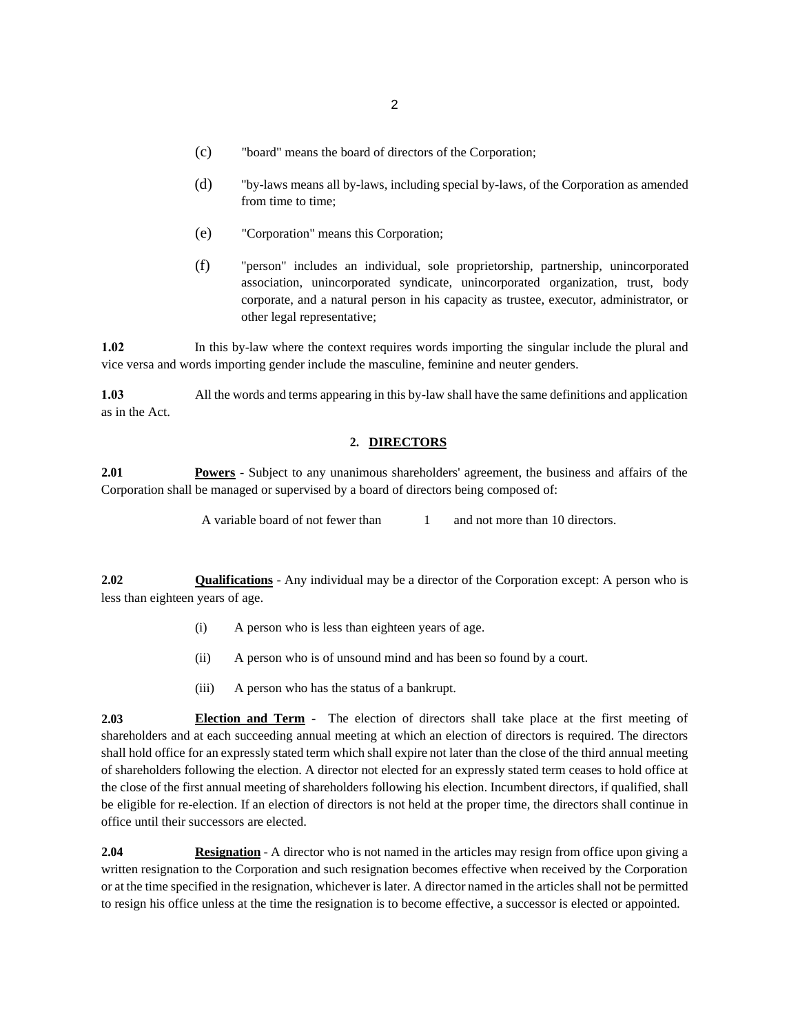(c) "board" means the board of directors of the Corporation;

(d) "by-laws means all by-laws, including special by-laws, of the Corporation as amended from time to time;

(e) "Corporation" means this Corporation;

(f) "person" includes an individual, sole proprietorship, partnership, unincorporated association, unincorporated syndicate, unincorporated organization, trust, body corporate, and a natural person in his capacity as trustee, executor, administrator, or other legal representative;

**1.02** In this by-law where the context requires words importing the singular include the plural and vice versa and words importing gender include the masculine, feminine and neuter genders.

**1.03** All the words and terms appearing in this by-law shall have the same definitions and application as in the Act.

## 2. DIRECTORS

**2.01** **Powers** - Subject to any unanimous shareholders' agreement, the business and affairs of the Corporation shall be managed or supervised by a board of directors being composed of:

A variable board of not fewer than 1 and not more than 10 directors.

**2.02** **Qualifications** - Any individual may be a director of the Corporation except: A person who is less than eighteen years of age.

(i) A person who is less than eighteen years of age.

(ii) A person who is of unsound mind and has been so found by a court.

(iii) A person who has the status of a bankrupt.

**2.03** **Election and Term** - The election of directors shall take place at the first meeting of shareholders and at each succeeding annual meeting at which an election of directors is required. The directors shall hold office for an expressly stated term which shall expire not later than the close of the third annual meeting of shareholders following the election. A director not elected for an expressly stated term ceases to hold office at the close of the first annual meeting of shareholders following his election. Incumbent directors, if qualified, shall be eligible for re-election. If an election of directors is not held at the proper time, the directors shall continue in office until their successors are elected.

**2.04** **Resignation** - A director who is not named in the articles may resign from office upon giving a written resignation to the Corporation and such resignation becomes effective when received by the Corporation or at the time specified in the resignation, whichever is later. A director named in the articles shall not be permitted to resign his office unless at the time the resignation is to become effective, a successor is elected or appointed.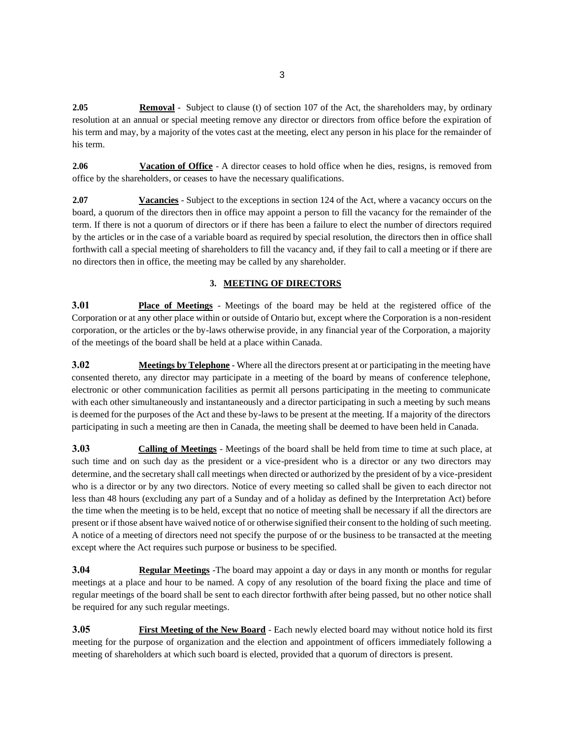**2.05** **Removal** - Subject to clause (t) of section 107 of the Act, the shareholders may, by ordinary resolution at an annual or special meeting remove any director or directors from office before the expiration of his term and may, by a majority of the votes cast at the meeting, elect any person in his place for the remainder of his term.

**2.06** **Vacation of Office** - A director ceases to hold office when he dies, resigns, is removed from office by the shareholders, or ceases to have the necessary qualifications.

**2.07** **Vacancies** - Subject to the exceptions in section 124 of the Act, where a vacancy occurs on the board, a quorum of the directors then in office may appoint a person to fill the vacancy for the remainder of the term. If there is not a quorum of directors or if there has been a failure to elect the number of directors required by the articles or in the case of a variable board as required by special resolution, the directors then in office shall forthwith call a special meeting of shareholders to fill the vacancy and, if they fail to call a meeting or if there are no directors then in office, the meeting may be called by any shareholder.

## 3. MEETING OF DIRECTORS

**3.01** **Place of Meetings** - Meetings of the board may be held at the registered office of the Corporation or at any other place within or outside of Ontario but, except where the Corporation is a non-resident corporation, or the articles or the by-laws otherwise provide, in any financial year of the Corporation, a majority of the meetings of the board shall be held at a place within Canada.

**3.02** **Meetings by Telephone** - Where all the directors present at or participating in the meeting have consented thereto, any director may participate in a meeting of the board by means of conference telephone, electronic or other communication facilities as permit all persons participating in the meeting to communicate with each other simultaneously and instantaneously and a director participating in such a meeting by such means is deemed for the purposes of the Act and these by-laws to be present at the meeting. If a majority of the directors participating in such a meeting are then in Canada, the meeting shall be deemed to have been held in Canada.

**3.03** **Calling of Meetings** - Meetings of the board shall be held from time to time at such place, at such time and on such day as the president or a vice-president who is a director or any two directors may determine, and the secretary shall call meetings when directed or authorized by the president of by a vice-president who is a director or by any two directors. Notice of every meeting so called shall be given to each director not less than 48 hours (excluding any part of a Sunday and of a holiday as defined by the Interpretation Act) before the time when the meeting is to be held, except that no notice of meeting shall be necessary if all the directors are present or if those absent have waived notice of or otherwise signified their consent to the holding of such meeting. A notice of a meeting of directors need not specify the purpose of or the business to be transacted at the meeting except where the Act requires such purpose or business to be specified.

**3.04** **Regular Meetings** -The board may appoint a day or days in any month or months for regular meetings at a place and hour to be named. A copy of any resolution of the board fixing the place and time of regular meetings of the board shall be sent to each director forthwith after being passed, but no other notice shall be required for any such regular meetings.

**3.05** **First Meeting of the New Board** - Each newly elected board may without notice hold its first meeting for the purpose of organization and the election and appointment of officers immediately following a meeting of shareholders at which such board is elected, provided that a quorum of directors is present.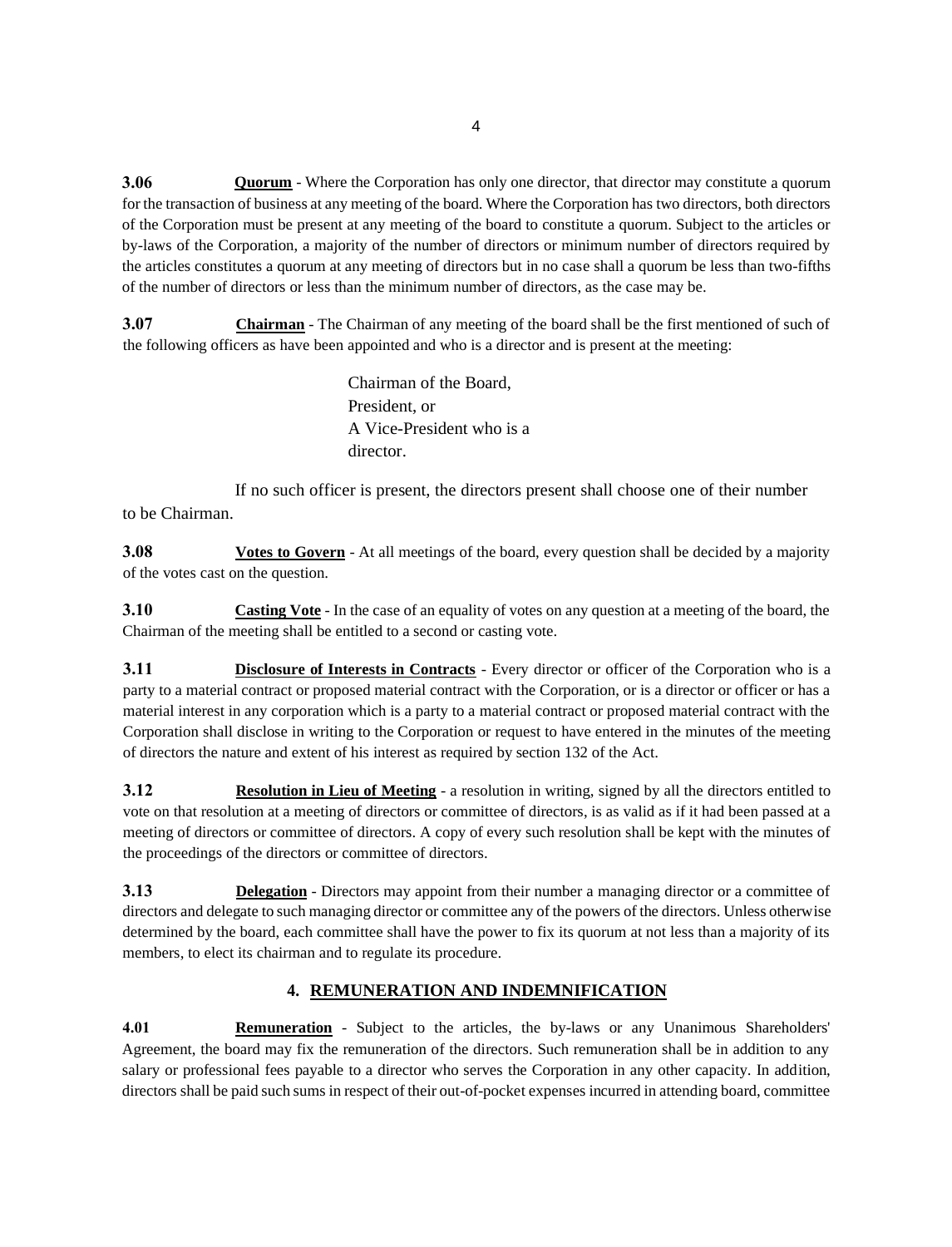**3.06** **Quorum** - Where the Corporation has only one director, that director may constitute a quorum for the transaction of business at any meeting of the board. Where the Corporation has two directors, both directors of the Corporation must be present at any meeting of the board to constitute a quorum. Subject to the articles or by-laws of the Corporation, a majority of the number of directors or minimum number of directors required by the articles constitutes a quorum at any meeting of directors but in no case shall a quorum be less than two-fifths of the number of directors or less than the minimum number of directors, as the case may be.

**3.07** **Chairman** - The Chairman of any meeting of the board shall be the first mentioned of such of the following officers as have been appointed and who is a director and is present at the meeting:

> Chairman of the Board,
> President, or
> A Vice-President who is a director.

If no such officer is present, the directors present shall choose one of their number to be Chairman.

**3.08** **Votes to Govern** - At all meetings of the board, every question shall be decided by a majority of the votes cast on the question.

**3.10** **Casting Vote** - In the case of an equality of votes on any question at a meeting of the board, the Chairman of the meeting shall be entitled to a second or casting vote.

**3.11** **Disclosure of Interests in Contracts** - Every director or officer of the Corporation who is a party to a material contract or proposed material contract with the Corporation, or is a director or officer or has a material interest in any corporation which is a party to a material contract or proposed material contract with the Corporation shall disclose in writing to the Corporation or request to have entered in the minutes of the meeting of directors the nature and extent of his interest as required by section 132 of the Act.

**3.12** **Resolution in Lieu of Meeting** - a resolution in writing, signed by all the directors entitled to vote on that resolution at a meeting of directors or committee of directors, is as valid as if it had been passed at a meeting of directors or committee of directors. A copy of every such resolution shall be kept with the minutes of the proceedings of the directors or committee of directors.

**3.13** **Delegation** - Directors may appoint from their number a managing director or a committee of directors and delegate to such managing director or committee any of the powers of the directors. Unless otherwise determined by the board, each committee shall have the power to fix its quorum at not less than a majority of its members, to elect its chairman and to regulate its procedure.

## 4. REMUNERATION AND INDEMNIFICATION

**4.01** **Remuneration** - Subject to the articles, the by-laws or any Unanimous Shareholders' Agreement, the board may fix the remuneration of the directors. Such remuneration shall be in addition to any salary or professional fees payable to a director who serves the Corporation in any other capacity. In addition, directors shall be paid such sums in respect of their out-of-pocket expenses incurred in attending board, committee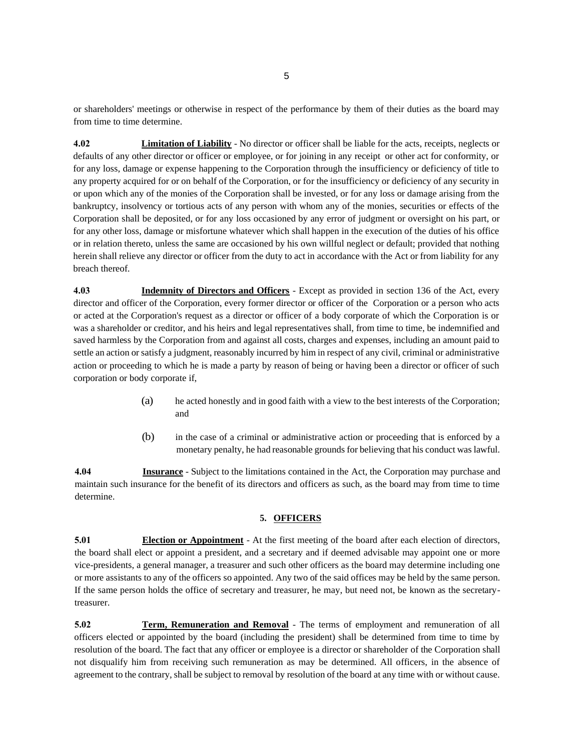or shareholders' meetings or otherwise in respect of the performance by them of their duties as the board may from time to time determine.

**4.02** **Limitation of Liability** - No director or officer shall be liable for the acts, receipts, neglects or defaults of any other director or officer or employee, or for joining in any receipt or other act for conformity, or for any loss, damage or expense happening to the Corporation through the insufficiency or deficiency of title to any property acquired for or on behalf of the Corporation, or for the insufficiency or deficiency of any security in or upon which any of the monies of the Corporation shall be invested, or for any loss or damage arising from the bankruptcy, insolvency or tortious acts of any person with whom any of the monies, securities or effects of the Corporation shall be deposited, or for any loss occasioned by any error of judgment or oversight on his part, or for any other loss, damage or misfortune whatever which shall happen in the execution of the duties of his office or in relation thereto, unless the same are occasioned by his own willful neglect or default; provided that nothing herein shall relieve any director or officer from the duty to act in accordance with the Act or from liability for any breach thereof.

**4.03** **Indemnity of Directors and Officers** - Except as provided in section 136 of the Act, every director and officer of the Corporation, every former director or officer of the Corporation or a person who acts or acted at the Corporation's request as a director or officer of a body corporate of which the Corporation is or was a shareholder or creditor, and his heirs and legal representatives shall, from time to time, be indemnified and saved harmless by the Corporation from and against all costs, charges and expenses, including an amount paid to settle an action or satisfy a judgment, reasonably incurred by him in respect of any civil, criminal or administrative action or proceeding to which he is made a party by reason of being or having been a director or officer of such corporation or body corporate if,

(a) he acted honestly and in good faith with a view to the best interests of the Corporation; and

(b) in the case of a criminal or administrative action or proceeding that is enforced by a monetary penalty, he had reasonable grounds for believing that his conduct was lawful.

**4.04** **Insurance** - Subject to the limitations contained in the Act, the Corporation may purchase and maintain such insurance for the benefit of its directors and officers as such, as the board may from time to time determine.

## 5. OFFICERS

**5.01** **Election or Appointment** - At the first meeting of the board after each election of directors, the board shall elect or appoint a president, and a secretary and if deemed advisable may appoint one or more vice-presidents, a general manager, a treasurer and such other officers as the board may determine including one or more assistants to any of the officers so appointed. Any two of the said offices may be held by the same person. If the same person holds the office of secretary and treasurer, he may, but need not, be known as the secretary-treasurer.

**5.02** **Term, Remuneration and Removal** - The terms of employment and remuneration of all officers elected or appointed by the board (including the president) shall be determined from time to time by resolution of the board. The fact that any officer or employee is a director or shareholder of the Corporation shall not disqualify him from receiving such remuneration as may be determined. All officers, in the absence of agreement to the contrary, shall be subject to removal by resolution of the board at any time with or without cause.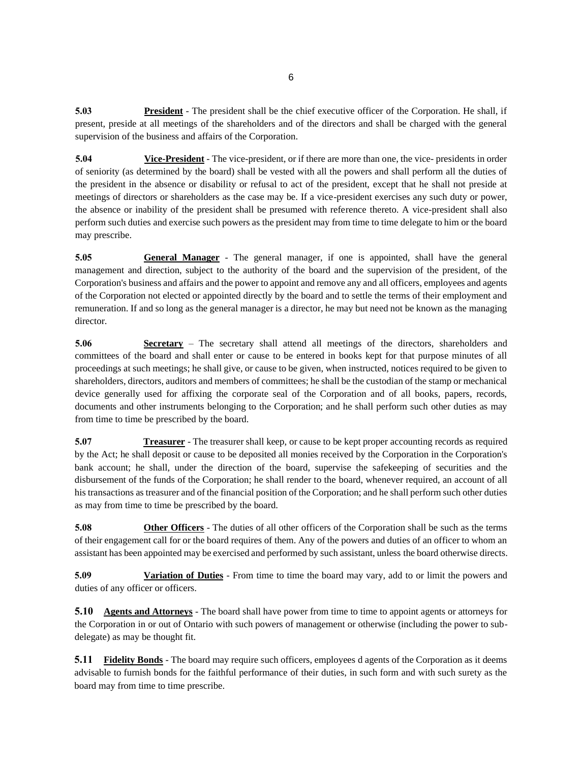**5.03** **President** - The president shall be the chief executive officer of the Corporation. He shall, if present, preside at all meetings of the shareholders and of the directors and shall be charged with the general supervision of the business and affairs of the Corporation.

**5.04** **Vice-President** - The vice-president, or if there are more than one, the vice- presidents in order of seniority (as determined by the board) shall be vested with all the powers and shall perform all the duties of the president in the absence or disability or refusal to act of the president, except that he shall not preside at meetings of directors or shareholders as the case may be. If a vice-president exercises any such duty or power, the absence or inability of the president shall be presumed with reference thereto. A vice-president shall also perform such duties and exercise such powers as the president may from time to time delegate to him or the board may prescribe.

**5.05** **General Manager** - The general manager, if one is appointed, shall have the general management and direction, subject to the authority of the board and the supervision of the president, of the Corporation's business and affairs and the power to appoint and remove any and all officers, employees and agents of the Corporation not elected or appointed directly by the board and to settle the terms of their employment and remuneration. If and so long as the general manager is a director, he may but need not be known as the managing director.

**5.06** **Secretary** – The secretary shall attend all meetings of the directors, shareholders and committees of the board and shall enter or cause to be entered in books kept for that purpose minutes of all proceedings at such meetings; he shall give, or cause to be given, when instructed, notices required to be given to shareholders, directors, auditors and members of committees; he shall be the custodian of the stamp or mechanical device generally used for affixing the corporate seal of the Corporation and of all books, papers, records, documents and other instruments belonging to the Corporation; and he shall perform such other duties as may from time to time be prescribed by the board.

**5.07** **Treasurer** - The treasurer shall keep, or cause to be kept proper accounting records as required by the Act; he shall deposit or cause to be deposited all monies received by the Corporation in the Corporation's bank account; he shall, under the direction of the board, supervise the safekeeping of securities and the disbursement of the funds of the Corporation; he shall render to the board, whenever required, an account of all his transactions as treasurer and of the financial position of the Corporation; and he shall perform such other duties as may from time to time be prescribed by the board.

**5.08** **Other Officers** - The duties of all other officers of the Corporation shall be such as the terms of their engagement call for or the board requires of them. Any of the powers and duties of an officer to whom an assistant has been appointed may be exercised and performed by such assistant, unless the board otherwise directs.

**5.09** **Variation of Duties** - From time to time the board may vary, add to or limit the powers and duties of any officer or officers.

**5.10** **Agents and Attorneys** - The board shall have power from time to time to appoint agents or attorneys for the Corporation in or out of Ontario with such powers of management or otherwise (including the power to sub-delegate) as may be thought fit.

**5.11** **Fidelity Bonds** - The board may require such officers, employees d agents of the Corporation as it deems advisable to furnish bonds for the faithful performance of their duties, in such form and with such surety as the board may from time to time prescribe.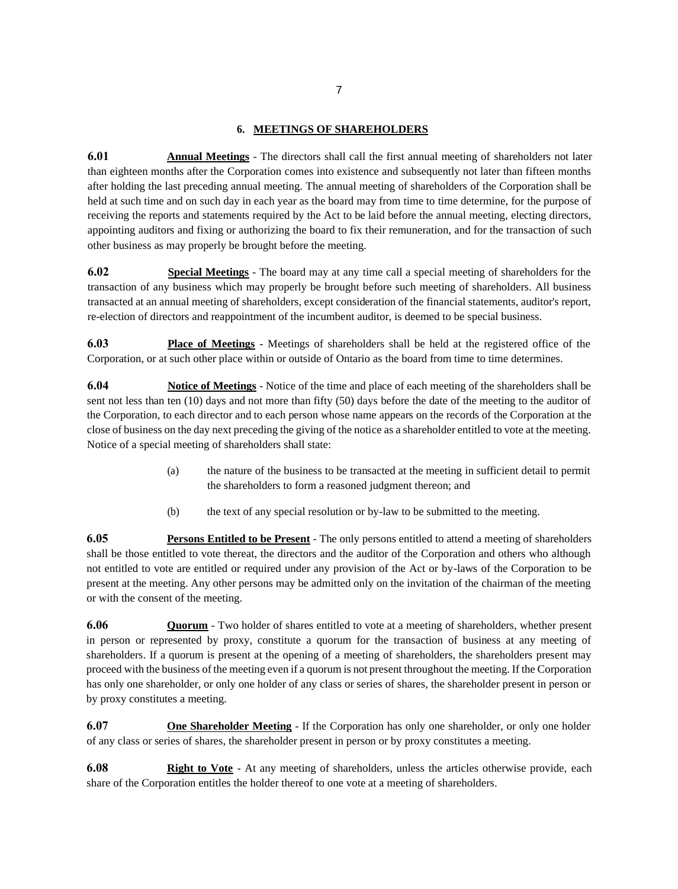## 6. MEETINGS OF SHAREHOLDERS

**6.01** **Annual Meetings** - The directors shall call the first annual meeting of shareholders not later than eighteen months after the Corporation comes into existence and subsequently not later than fifteen months after holding the last preceding annual meeting. The annual meeting of shareholders of the Corporation shall be held at such time and on such day in each year as the board may from time to time determine, for the purpose of receiving the reports and statements required by the Act to be laid before the annual meeting, electing directors, appointing auditors and fixing or authorizing the board to fix their remuneration, and for the transaction of such other business as may properly be brought before the meeting.

**6.02** **Special Meetings** - The board may at any time call a special meeting of shareholders for the transaction of any business which may properly be brought before such meeting of shareholders. All business transacted at an annual meeting of shareholders, except consideration of the financial statements, auditor's report, re-election of directors and reappointment of the incumbent auditor, is deemed to be special business.

**6.03** **Place of Meetings** - Meetings of shareholders shall be held at the registered office of the Corporation, or at such other place within or outside of Ontario as the board from time to time determines.

**6.04** **Notice of Meetings** - Notice of the time and place of each meeting of the shareholders shall be sent not less than ten (10) days and not more than fifty (50) days before the date of the meeting to the auditor of the Corporation, to each director and to each person whose name appears on the records of the Corporation at the close of business on the day next preceding the giving of the notice as a shareholder entitled to vote at the meeting. Notice of a special meeting of shareholders shall state:

(a) the nature of the business to be transacted at the meeting in sufficient detail to permit the shareholders to form a reasoned judgment thereon; and

(b) the text of any special resolution or by-law to be submitted to the meeting.

**6.05** **Persons Entitled to be Present** - The only persons entitled to attend a meeting of shareholders shall be those entitled to vote thereat, the directors and the auditor of the Corporation and others who although not entitled to vote are entitled or required under any provision of the Act or by-laws of the Corporation to be present at the meeting. Any other persons may be admitted only on the invitation of the chairman of the meeting or with the consent of the meeting.

**6.06** **Quorum** - Two holder of shares entitled to vote at a meeting of shareholders, whether present in person or represented by proxy, constitute a quorum for the transaction of business at any meeting of shareholders. If a quorum is present at the opening of a meeting of shareholders, the shareholders present may proceed with the business of the meeting even if a quorum is not present throughout the meeting. If the Corporation has only one shareholder, or only one holder of any class or series of shares, the shareholder present in person or by proxy constitutes a meeting.

**6.07** **One Shareholder Meeting** - If the Corporation has only one shareholder, or only one holder of any class or series of shares, the shareholder present in person or by proxy constitutes a meeting.

**6.08** **Right to Vote** - At any meeting of shareholders, unless the articles otherwise provide, each share of the Corporation entitles the holder thereof to one vote at a meeting of shareholders.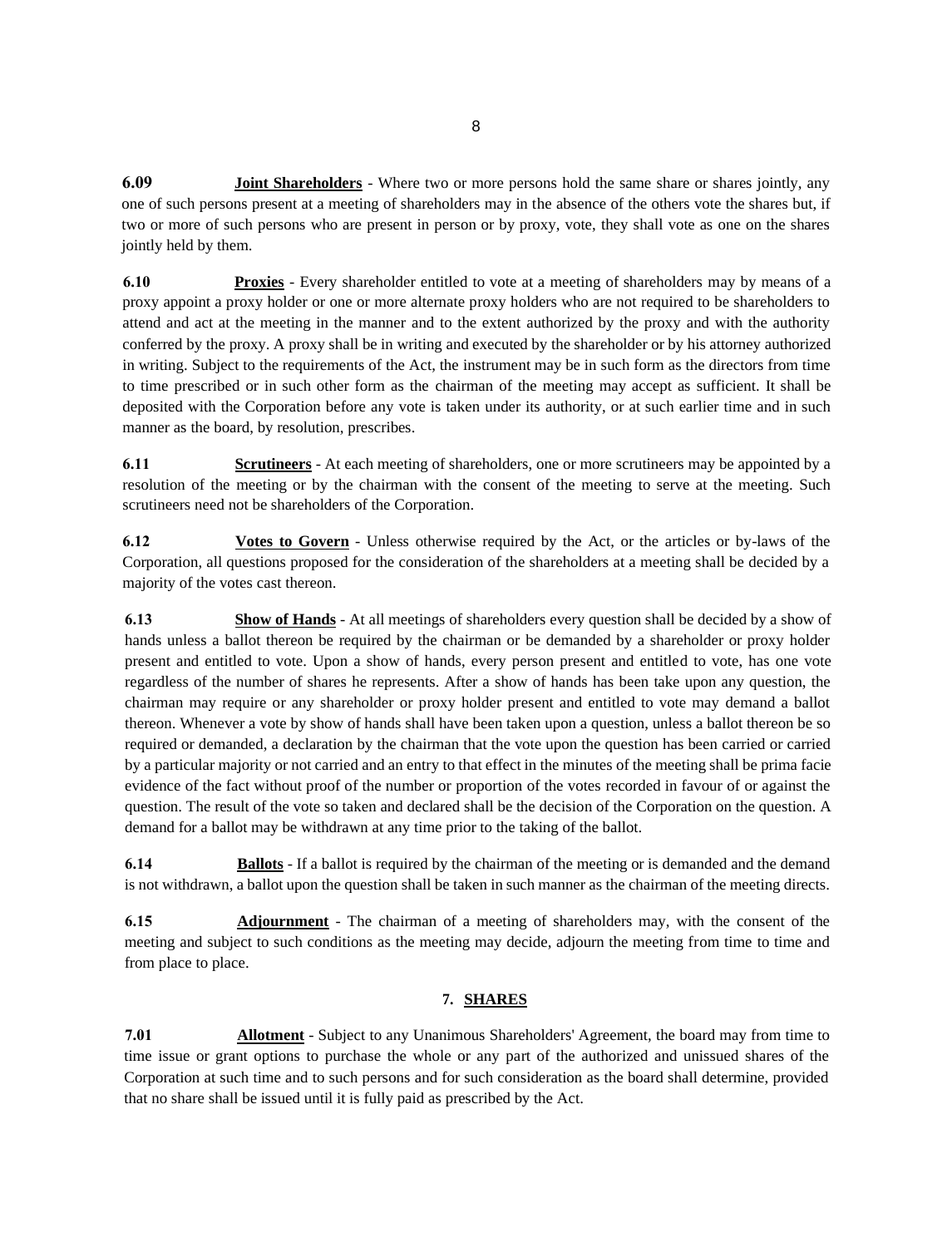**6.09** **Joint Shareholders** - Where two or more persons hold the same share or shares jointly, any one of such persons present at a meeting of shareholders may in the absence of the others vote the shares but, if two or more of such persons who are present in person or by proxy, vote, they shall vote as one on the shares jointly held by them.

**6.10** **Proxies** - Every shareholder entitled to vote at a meeting of shareholders may by means of a proxy appoint a proxy holder or one or more alternate proxy holders who are not required to be shareholders to attend and act at the meeting in the manner and to the extent authorized by the proxy and with the authority conferred by the proxy. A proxy shall be in writing and executed by the shareholder or by his attorney authorized in writing. Subject to the requirements of the Act, the instrument may be in such form as the directors from time to time prescribed or in such other form as the chairman of the meeting may accept as sufficient. It shall be deposited with the Corporation before any vote is taken under its authority, or at such earlier time and in such manner as the board, by resolution, prescribes.

**6.11** **Scrutineers** - At each meeting of shareholders, one or more scrutineers may be appointed by a resolution of the meeting or by the chairman with the consent of the meeting to serve at the meeting. Such scrutineers need not be shareholders of the Corporation.

**6.12** **Votes to Govern** - Unless otherwise required by the Act, or the articles or by-laws of the Corporation, all questions proposed for the consideration of the shareholders at a meeting shall be decided by a majority of the votes cast thereon.

**6.13** **Show of Hands** - At all meetings of shareholders every question shall be decided by a show of hands unless a ballot thereon be required by the chairman or be demanded by a shareholder or proxy holder present and entitled to vote. Upon a show of hands, every person present and entitled to vote, has one vote regardless of the number of shares he represents. After a show of hands has been take upon any question, the chairman may require or any shareholder or proxy holder present and entitled to vote may demand a ballot thereon. Whenever a vote by show of hands shall have been taken upon a question, unless a ballot thereon be so required or demanded, a declaration by the chairman that the vote upon the question has been carried or carried by a particular majority or not carried and an entry to that effect in the minutes of the meeting shall be prima facie evidence of the fact without proof of the number or proportion of the votes recorded in favour of or against the question. The result of the vote so taken and declared shall be the decision of the Corporation on the question. A demand for a ballot may be withdrawn at any time prior to the taking of the ballot.

**6.14** **Ballots** - If a ballot is required by the chairman of the meeting or is demanded and the demand is not withdrawn, a ballot upon the question shall be taken in such manner as the chairman of the meeting directs.

**6.15** **Adjournment** - The chairman of a meeting of shareholders may, with the consent of the meeting and subject to such conditions as the meeting may decide, adjourn the meeting from time to time and from place to place.

## 7. SHARES

**7.01** **Allotment** - Subject to any Unanimous Shareholders' Agreement, the board may from time to time issue or grant options to purchase the whole or any part of the authorized and unissued shares of the Corporation at such time and to such persons and for such consideration as the board shall determine, provided that no share shall be issued until it is fully paid as prescribed by the Act.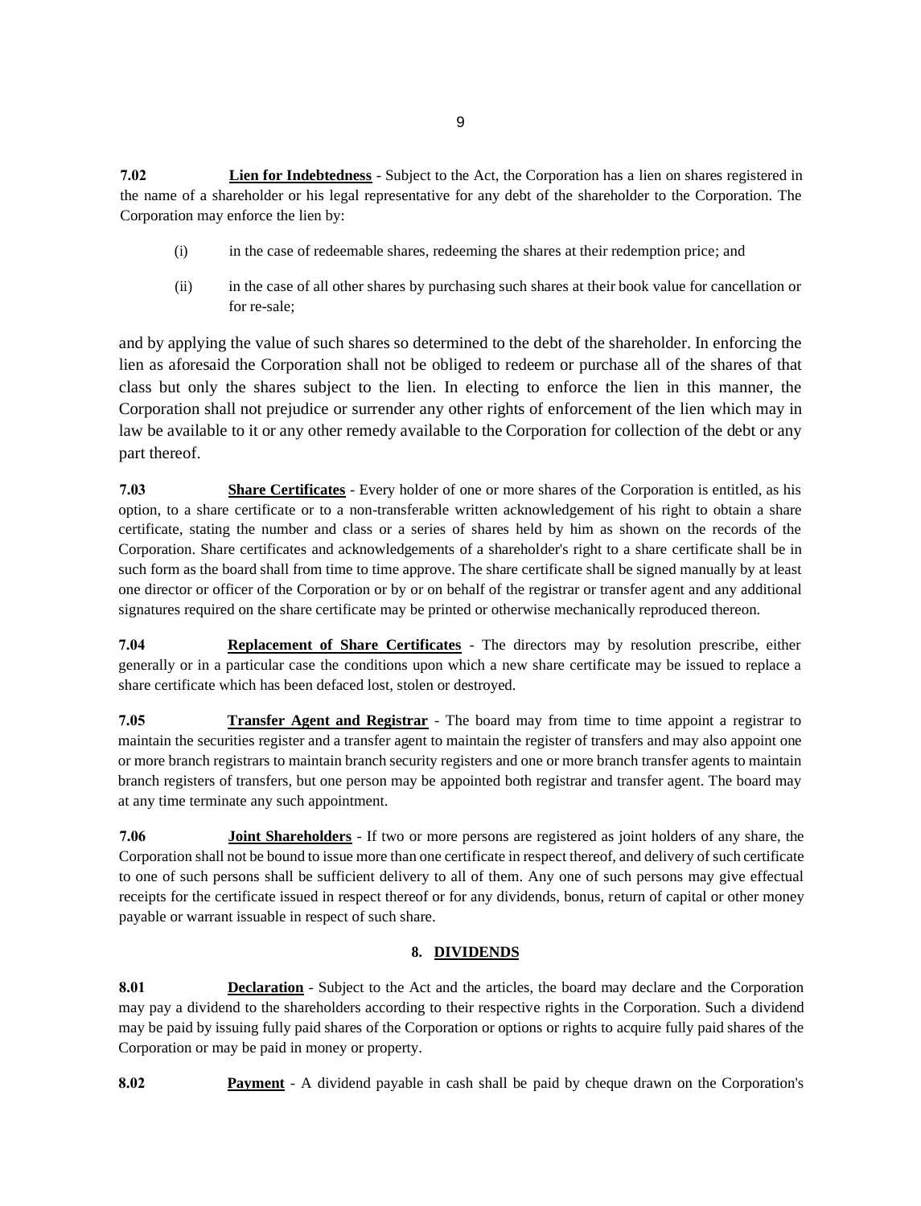**7.02** **Lien for Indebtedness** - Subject to the Act, the Corporation has a lien on shares registered in the name of a shareholder or his legal representative for any debt of the shareholder to the Corporation. The Corporation may enforce the lien by:

(i) in the case of redeemable shares, redeeming the shares at their redemption price; and

(ii) in the case of all other shares by purchasing such shares at their book value for cancellation or for re-sale;

and by applying the value of such shares so determined to the debt of the shareholder. In enforcing the lien as aforesaid the Corporation shall not be obliged to redeem or purchase all of the shares of that class but only the shares subject to the lien. In electing to enforce the lien in this manner, the Corporation shall not prejudice or surrender any other rights of enforcement of the lien which may in law be available to it or any other remedy available to the Corporation for collection of the debt or any part thereof.

**7.03** **Share Certificates** - Every holder of one or more shares of the Corporation is entitled, as his option, to a share certificate or to a non-transferable written acknowledgement of his right to obtain a share certificate, stating the number and class or a series of shares held by him as shown on the records of the Corporation. Share certificates and acknowledgements of a shareholder's right to a share certificate shall be in such form as the board shall from time to time approve. The share certificate shall be signed manually by at least one director or officer of the Corporation or by or on behalf of the registrar or transfer agent and any additional signatures required on the share certificate may be printed or otherwise mechanically reproduced thereon.

**7.04** **Replacement of Share Certificates** - The directors may by resolution prescribe, either generally or in a particular case the conditions upon which a new share certificate may be issued to replace a share certificate which has been defaced lost, stolen or destroyed.

**7.05** **Transfer Agent and Registrar** - The board may from time to time appoint a registrar to maintain the securities register and a transfer agent to maintain the register of transfers and may also appoint one or more branch registrars to maintain branch security registers and one or more branch transfer agents to maintain branch registers of transfers, but one person may be appointed both registrar and transfer agent. The board may at any time terminate any such appointment.

**7.06** **Joint Shareholders** - If two or more persons are registered as joint holders of any share, the Corporation shall not be bound to issue more than one certificate in respect thereof, and delivery of such certificate to one of such persons shall be sufficient delivery to all of them. Any one of such persons may give effectual receipts for the certificate issued in respect thereof or for any dividends, bonus, return of capital or other money payable or warrant issuable in respect of such share.

## 8. DIVIDENDS

**8.01** **Declaration** - Subject to the Act and the articles, the board may declare and the Corporation may pay a dividend to the shareholders according to their respective rights in the Corporation. Such a dividend may be paid by issuing fully paid shares of the Corporation or options or rights to acquire fully paid shares of the Corporation or may be paid in money or property.

**8.02** **Payment** - A dividend payable in cash shall be paid by cheque drawn on the Corporation's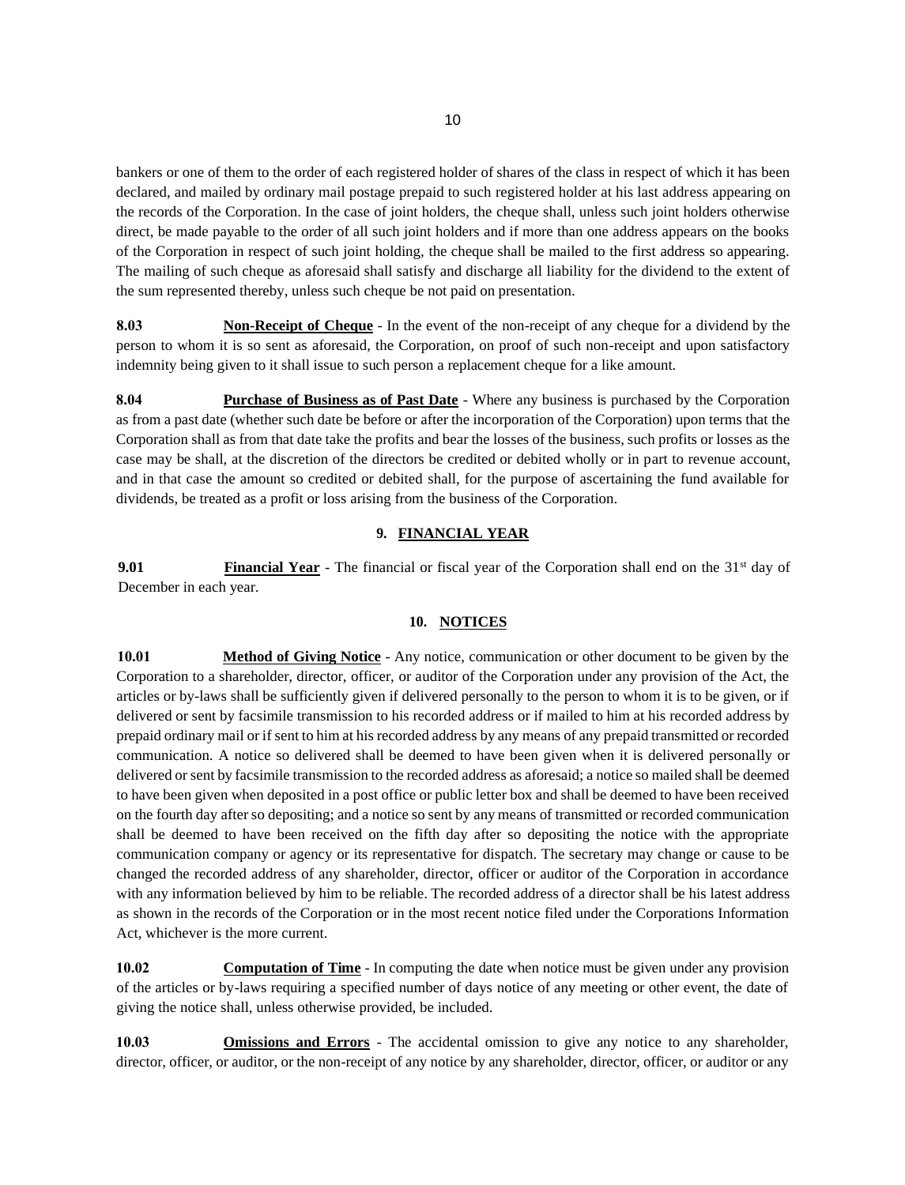bankers or one of them to the order of each registered holder of shares of the class in respect of which it has been declared, and mailed by ordinary mail postage prepaid to such registered holder at his last address appearing on the records of the Corporation. In the case of joint holders, the cheque shall, unless such joint holders otherwise direct, be made payable to the order of all such joint holders and if more than one address appears on the books of the Corporation in respect of such joint holding, the cheque shall be mailed to the first address so appearing. The mailing of such cheque as aforesaid shall satisfy and discharge all liability for the dividend to the extent of the sum represented thereby, unless such cheque be not paid on presentation.

**8.03** **Non-Receipt of Cheque** - In the event of the non-receipt of any cheque for a dividend by the person to whom it is so sent as aforesaid, the Corporation, on proof of such non-receipt and upon satisfactory indemnity being given to it shall issue to such person a replacement cheque for a like amount.

**8.04** **Purchase of Business as of Past Date** - Where any business is purchased by the Corporation as from a past date (whether such date be before or after the incorporation of the Corporation) upon terms that the Corporation shall as from that date take the profits and bear the losses of the business, such profits or losses as the case may be shall, at the discretion of the directors be credited or debited wholly or in part to revenue account, and in that case the amount so credited or debited shall, for the purpose of ascertaining the fund available for dividends, be treated as a profit or loss arising from the business of the Corporation.

## 9. FINANCIAL YEAR

**9.01** **Financial Year** - The financial or fiscal year of the Corporation shall end on the 31st day of December in each year.

## 10. NOTICES

**10.01** **Method of Giving Notice** - Any notice, communication or other document to be given by the Corporation to a shareholder, director, officer, or auditor of the Corporation under any provision of the Act, the articles or by-laws shall be sufficiently given if delivered personally to the person to whom it is to be given, or if delivered or sent by facsimile transmission to his recorded address or if mailed to him at his recorded address by prepaid ordinary mail or if sent to him at his recorded address by any means of any prepaid transmitted or recorded communication. A notice so delivered shall be deemed to have been given when it is delivered personally or delivered or sent by facsimile transmission to the recorded address as aforesaid; a notice so mailed shall be deemed to have been given when deposited in a post office or public letter box and shall be deemed to have been received on the fourth day after so depositing; and a notice so sent by any means of transmitted or recorded communication shall be deemed to have been received on the fifth day after so depositing the notice with the appropriate communication company or agency or its representative for dispatch. The secretary may change or cause to be changed the recorded address of any shareholder, director, officer or auditor of the Corporation in accordance with any information believed by him to be reliable. The recorded address of a director shall be his latest address as shown in the records of the Corporation or in the most recent notice filed under the Corporations Information Act, whichever is the more current.

**10.02** **Computation of Time** - In computing the date when notice must be given under any provision of the articles or by-laws requiring a specified number of days notice of any meeting or other event, the date of giving the notice shall, unless otherwise provided, be included.

**10.03** **Omissions and Errors** - The accidental omission to give any notice to any shareholder, director, officer, or auditor, or the non-receipt of any notice by any shareholder, director, officer, or auditor or any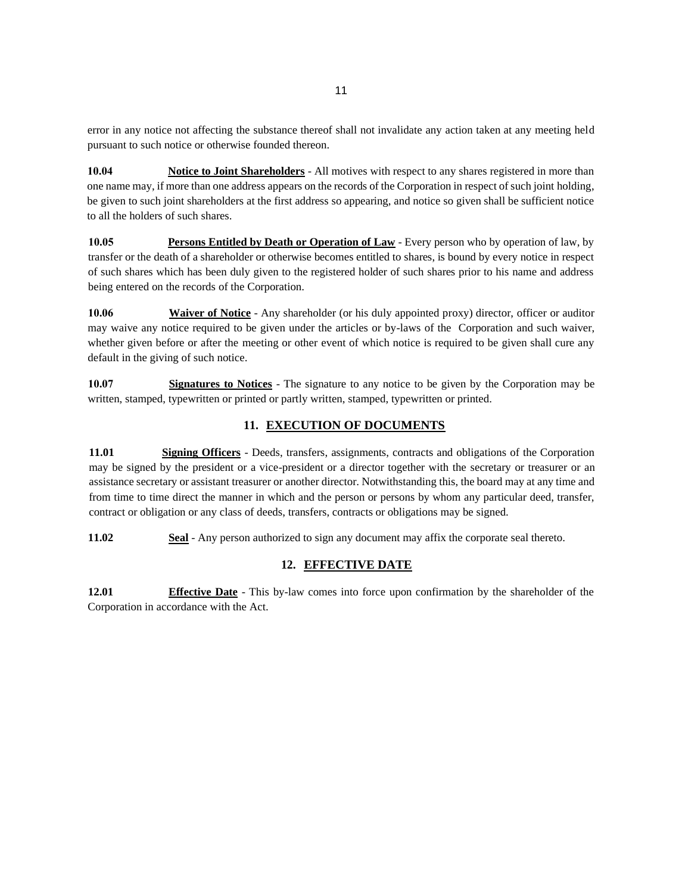error in any notice not affecting the substance thereof shall not invalidate any action taken at any meeting held pursuant to such notice or otherwise founded thereon.

**10.04** **Notice to Joint Shareholders** - All motives with respect to any shares registered in more than one name may, if more than one address appears on the records of the Corporation in respect of such joint holding, be given to such joint shareholders at the first address so appearing, and notice so given shall be sufficient notice to all the holders of such shares.

**10.05** **Persons Entitled by Death or Operation of Law** - Every person who by operation of law, by transfer or the death of a shareholder or otherwise becomes entitled to shares, is bound by every notice in respect of such shares which has been duly given to the registered holder of such shares prior to his name and address being entered on the records of the Corporation.

**10.06** **Waiver of Notice** - Any shareholder (or his duly appointed proxy) director, officer or auditor may waive any notice required to be given under the articles or by-laws of the Corporation and such waiver, whether given before or after the meeting or other event of which notice is required to be given shall cure any default in the giving of such notice.

**10.07** **Signatures to Notices** - The signature to any notice to be given by the Corporation may be written, stamped, typewritten or printed or partly written, stamped, typewritten or printed.

## 11. EXECUTION OF DOCUMENTS

**11.01** **Signing Officers** - Deeds, transfers, assignments, contracts and obligations of the Corporation may be signed by the president or a vice-president or a director together with the secretary or treasurer or an assistance secretary or assistant treasurer or another director. Notwithstanding this, the board may at any time and from time to time direct the manner in which and the person or persons by whom any particular deed, transfer, contract or obligation or any class of deeds, transfers, contracts or obligations may be signed.

**11.02** **Seal** - Any person authorized to sign any document may affix the corporate seal thereto.

## 12. EFFECTIVE DATE

**12.01** **Effective Date** - This by-law comes into force upon confirmation by the shareholder of the Corporation in accordance with the Act.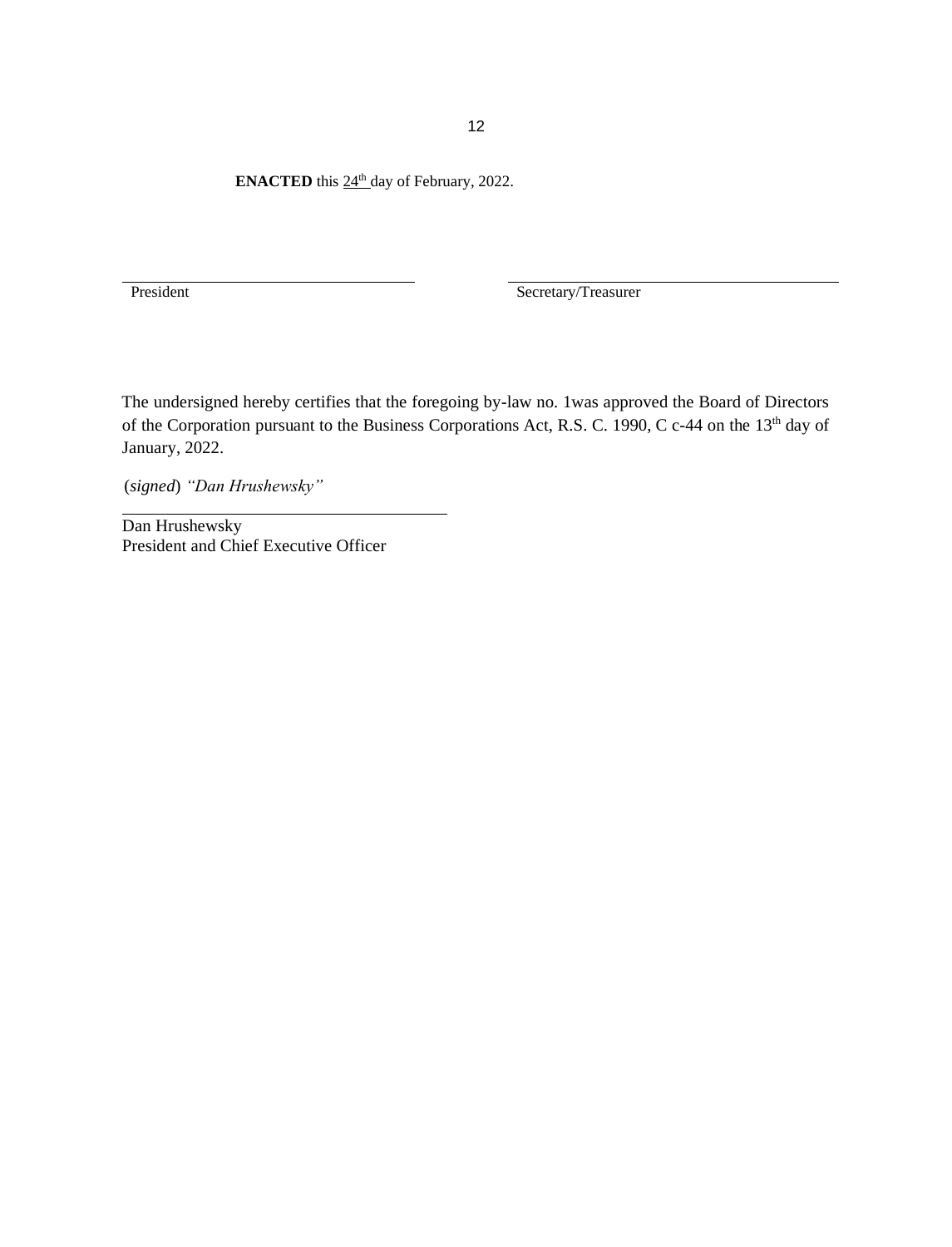**ENACTED** this 24th day of February, 2022.

\_\_\_\_\_\_\_\_\_\_\_\_\_\_\_\_\_\_\_\_\_\_\_\_\_\_\_\_
President

\_\_\_\_\_\_\_\_\_\_\_\_\_\_\_\_\_\_\_\_\_\_\_\_\_\_\_\_
Secretary/Treasurer

The undersigned hereby certifies that the foregoing by-law no. 1was approved the Board of Directors of the Corporation pursuant to the Business Corporations Act, R.S. C. 1990, C c-44 on the 13th day of January, 2022.

(*signed*) *"Dan Hrushewsky"*

\_\_\_\_\_\_\_\_\_\_\_\_\_\_\_\_\_\_\_\_\_\_\_\_\_\_\_\_
Dan Hrushewsky
President and Chief Executive Officer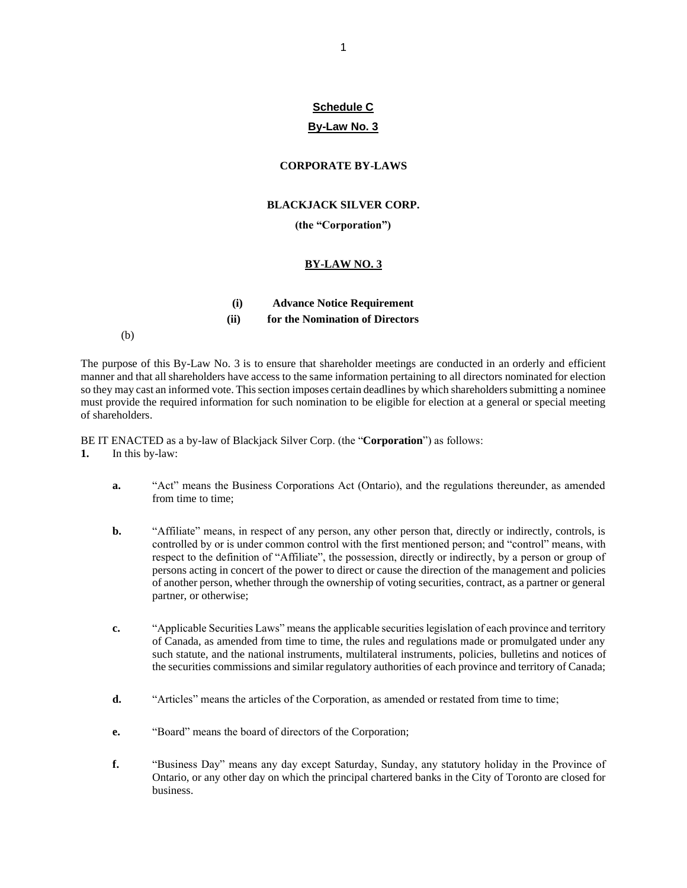**Schedule C**

**By-Law No. 3**

**CORPORATE BY-LAWS**

**BLACKJACK SILVER CORP.**

**(the "Corporation")**

**BY-LAW NO. 3**

**(i) Advance Notice Requirement**

**(ii) for the Nomination of Directors**

(b)

The purpose of this By-Law No. 3 is to ensure that shareholder meetings are conducted in an orderly and efficient manner and that all shareholders have access to the same information pertaining to all directors nominated for election so they may cast an informed vote. This section imposes certain deadlines by which shareholders submitting a nominee must provide the required information for such nomination to be eligible for election at a general or special meeting of shareholders.

BE IT ENACTED as a by-law of Blackjack Silver Corp. (the "**Corporation**") as follows:

**1.** In this by-law:

**a.** "Act" means the Business Corporations Act (Ontario), and the regulations thereunder, as amended from time to time;

**b.** "Affiliate" means, in respect of any person, any other person that, directly or indirectly, controls, is controlled by or is under common control with the first mentioned person; and "control" means, with respect to the definition of "Affiliate", the possession, directly or indirectly, by a person or group of persons acting in concert of the power to direct or cause the direction of the management and policies of another person, whether through the ownership of voting securities, contract, as a partner or general partner, or otherwise;

**c.** "Applicable Securities Laws" means the applicable securities legislation of each province and territory of Canada, as amended from time to time, the rules and regulations made or promulgated under any such statute, and the national instruments, multilateral instruments, policies, bulletins and notices of the securities commissions and similar regulatory authorities of each province and territory of Canada;

**d.** "Articles" means the articles of the Corporation, as amended or restated from time to time;

**e.** "Board" means the board of directors of the Corporation;

**f.** "Business Day" means any day except Saturday, Sunday, any statutory holiday in the Province of Ontario, or any other day on which the principal chartered banks in the City of Toronto are closed for business.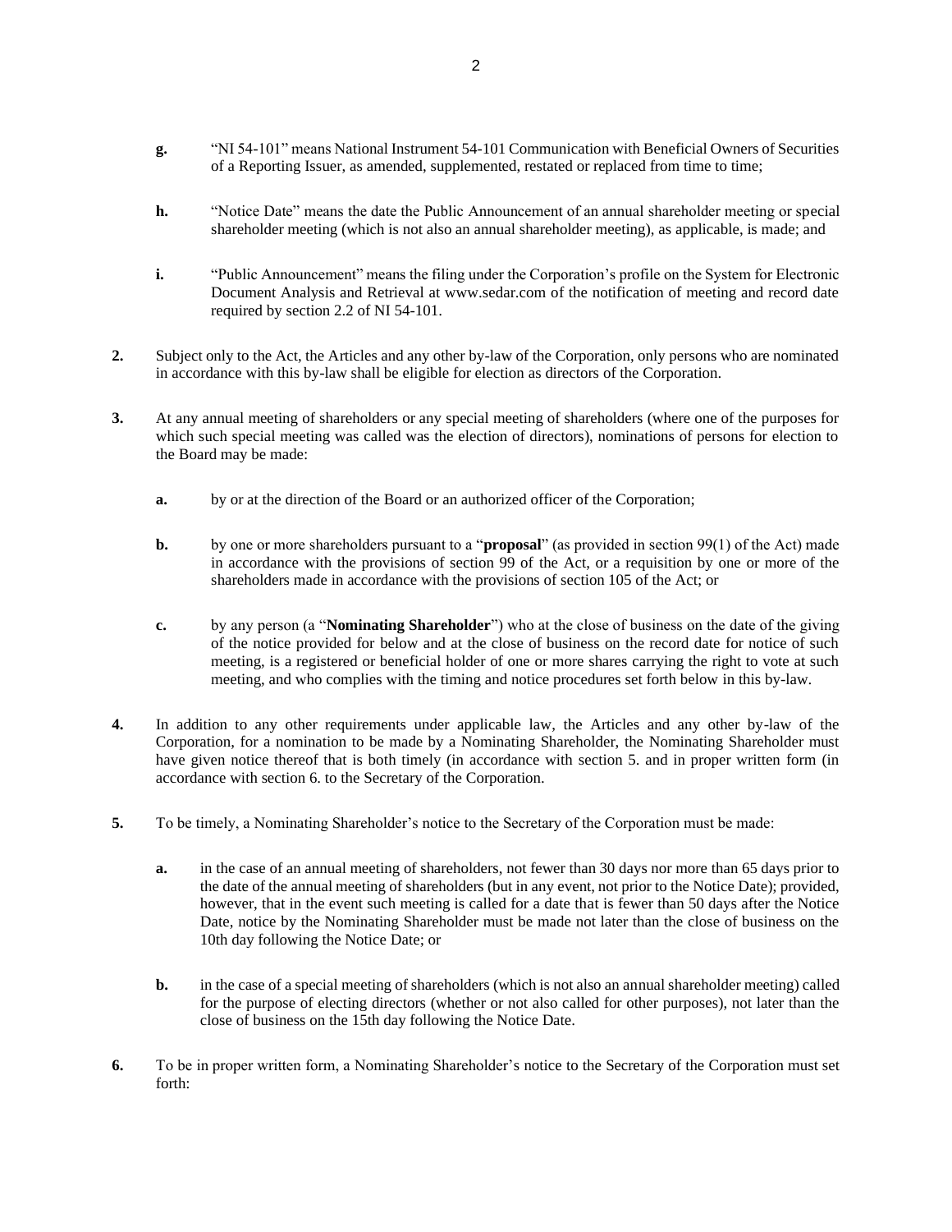**g.** "NI 54-101" means National Instrument 54-101 Communication with Beneficial Owners of Securities of a Reporting Issuer, as amended, supplemented, restated or replaced from time to time;

**h.** "Notice Date" means the date the Public Announcement of an annual shareholder meeting or special shareholder meeting (which is not also an annual shareholder meeting), as applicable, is made; and

**i.** "Public Announcement" means the filing under the Corporation's profile on the System for Electronic Document Analysis and Retrieval at www.sedar.com of the notification of meeting and record date required by section 2.2 of NI 54-101.

**2.** Subject only to the Act, the Articles and any other by-law of the Corporation, only persons who are nominated in accordance with this by-law shall be eligible for election as directors of the Corporation.

**3.** At any annual meeting of shareholders or any special meeting of shareholders (where one of the purposes for which such special meeting was called was the election of directors), nominations of persons for election to the Board may be made:

**a.** by or at the direction of the Board or an authorized officer of the Corporation;

**b.** by one or more shareholders pursuant to a "**proposal**" (as provided in section 99(1) of the Act) made in accordance with the provisions of section 99 of the Act, or a requisition by one or more of the shareholders made in accordance with the provisions of section 105 of the Act; or

**c.** by any person (a "**Nominating Shareholder**") who at the close of business on the date of the giving of the notice provided for below and at the close of business on the record date for notice of such meeting, is a registered or beneficial holder of one or more shares carrying the right to vote at such meeting, and who complies with the timing and notice procedures set forth below in this by-law.

**4.** In addition to any other requirements under applicable law, the Articles and any other by-law of the Corporation, for a nomination to be made by a Nominating Shareholder, the Nominating Shareholder must have given notice thereof that is both timely (in accordance with section 5. and in proper written form (in accordance with section 6. to the Secretary of the Corporation.

**5.** To be timely, a Nominating Shareholder's notice to the Secretary of the Corporation must be made:

**a.** in the case of an annual meeting of shareholders, not fewer than 30 days nor more than 65 days prior to the date of the annual meeting of shareholders (but in any event, not prior to the Notice Date); provided, however, that in the event such meeting is called for a date that is fewer than 50 days after the Notice Date, notice by the Nominating Shareholder must be made not later than the close of business on the 10th day following the Notice Date; or

**b.** in the case of a special meeting of shareholders (which is not also an annual shareholder meeting) called for the purpose of electing directors (whether or not also called for other purposes), not later than the close of business on the 15th day following the Notice Date.

**6.** To be in proper written form, a Nominating Shareholder's notice to the Secretary of the Corporation must set forth: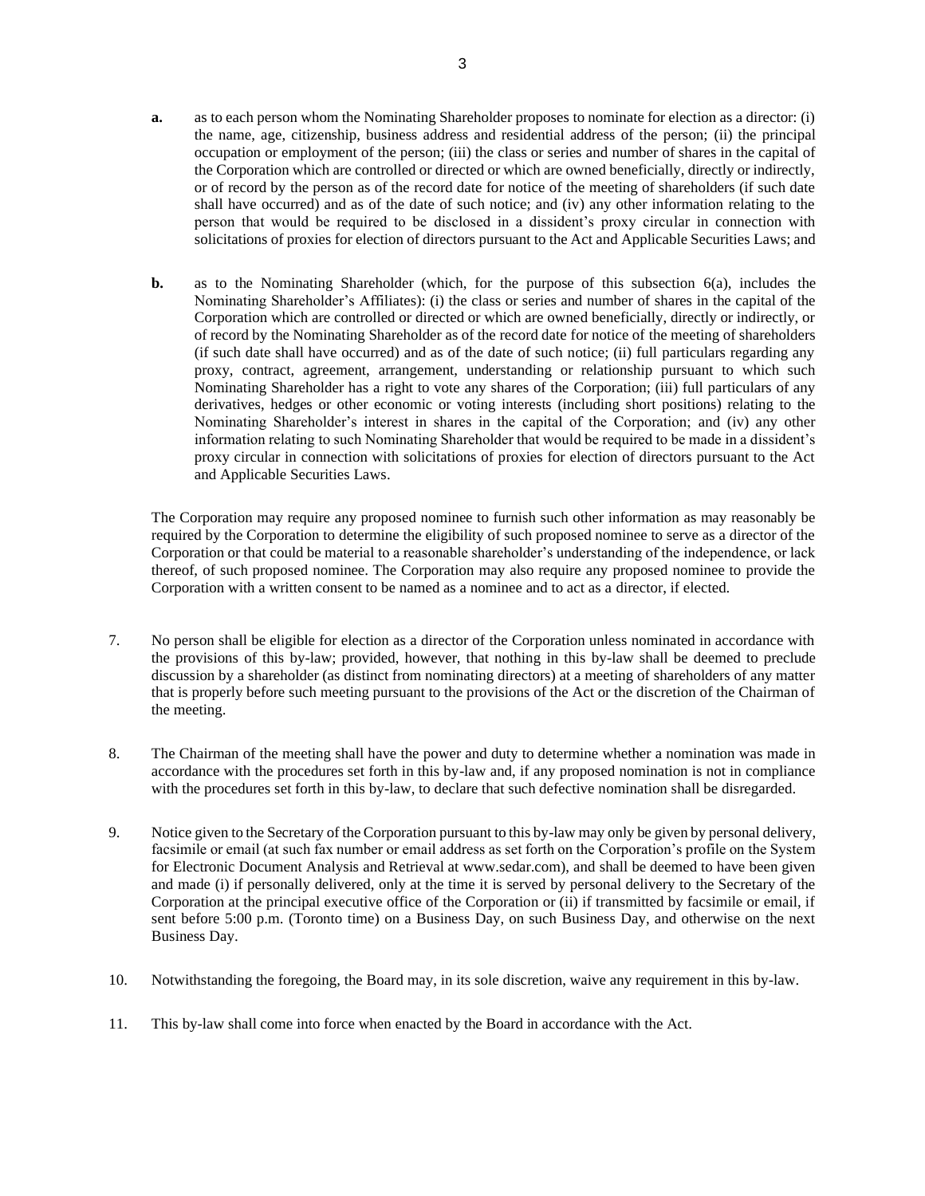**a.** as to each person whom the Nominating Shareholder proposes to nominate for election as a director: (i) the name, age, citizenship, business address and residential address of the person; (ii) the principal occupation or employment of the person; (iii) the class or series and number of shares in the capital of the Corporation which are controlled or directed or which are owned beneficially, directly or indirectly, or of record by the person as of the record date for notice of the meeting of shareholders (if such date shall have occurred) and as of the date of such notice; and (iv) any other information relating to the person that would be required to be disclosed in a dissident's proxy circular in connection with solicitations of proxies for election of directors pursuant to the Act and Applicable Securities Laws; and

**b.** as to the Nominating Shareholder (which, for the purpose of this subsection 6(a), includes the Nominating Shareholder's Affiliates): (i) the class or series and number of shares in the capital of the Corporation which are controlled or directed or which are owned beneficially, directly or indirectly, or of record by the Nominating Shareholder as of the record date for notice of the meeting of shareholders (if such date shall have occurred) and as of the date of such notice; (ii) full particulars regarding any proxy, contract, agreement, arrangement, understanding or relationship pursuant to which such Nominating Shareholder has a right to vote any shares of the Corporation; (iii) full particulars of any derivatives, hedges or other economic or voting interests (including short positions) relating to the Nominating Shareholder's interest in shares in the capital of the Corporation; and (iv) any other information relating to such Nominating Shareholder that would be required to be made in a dissident's proxy circular in connection with solicitations of proxies for election of directors pursuant to the Act and Applicable Securities Laws.

The Corporation may require any proposed nominee to furnish such other information as may reasonably be required by the Corporation to determine the eligibility of such proposed nominee to serve as a director of the Corporation or that could be material to a reasonable shareholder's understanding of the independence, or lack thereof, of such proposed nominee. The Corporation may also require any proposed nominee to provide the Corporation with a written consent to be named as a nominee and to act as a director, if elected.

7. No person shall be eligible for election as a director of the Corporation unless nominated in accordance with the provisions of this by-law; provided, however, that nothing in this by-law shall be deemed to preclude discussion by a shareholder (as distinct from nominating directors) at a meeting of shareholders of any matter that is properly before such meeting pursuant to the provisions of the Act or the discretion of the Chairman of the meeting.

8. The Chairman of the meeting shall have the power and duty to determine whether a nomination was made in accordance with the procedures set forth in this by-law and, if any proposed nomination is not in compliance with the procedures set forth in this by-law, to declare that such defective nomination shall be disregarded.

9. Notice given to the Secretary of the Corporation pursuant to this by-law may only be given by personal delivery, facsimile or email (at such fax number or email address as set forth on the Corporation's profile on the System for Electronic Document Analysis and Retrieval at www.sedar.com), and shall be deemed to have been given and made (i) if personally delivered, only at the time it is served by personal delivery to the Secretary of the Corporation at the principal executive office of the Corporation or (ii) if transmitted by facsimile or email, if sent before 5:00 p.m. (Toronto time) on a Business Day, on such Business Day, and otherwise on the next Business Day.

10. Notwithstanding the foregoing, the Board may, in its sole discretion, waive any requirement in this by-law.

11. This by-law shall come into force when enacted by the Board in accordance with the Act.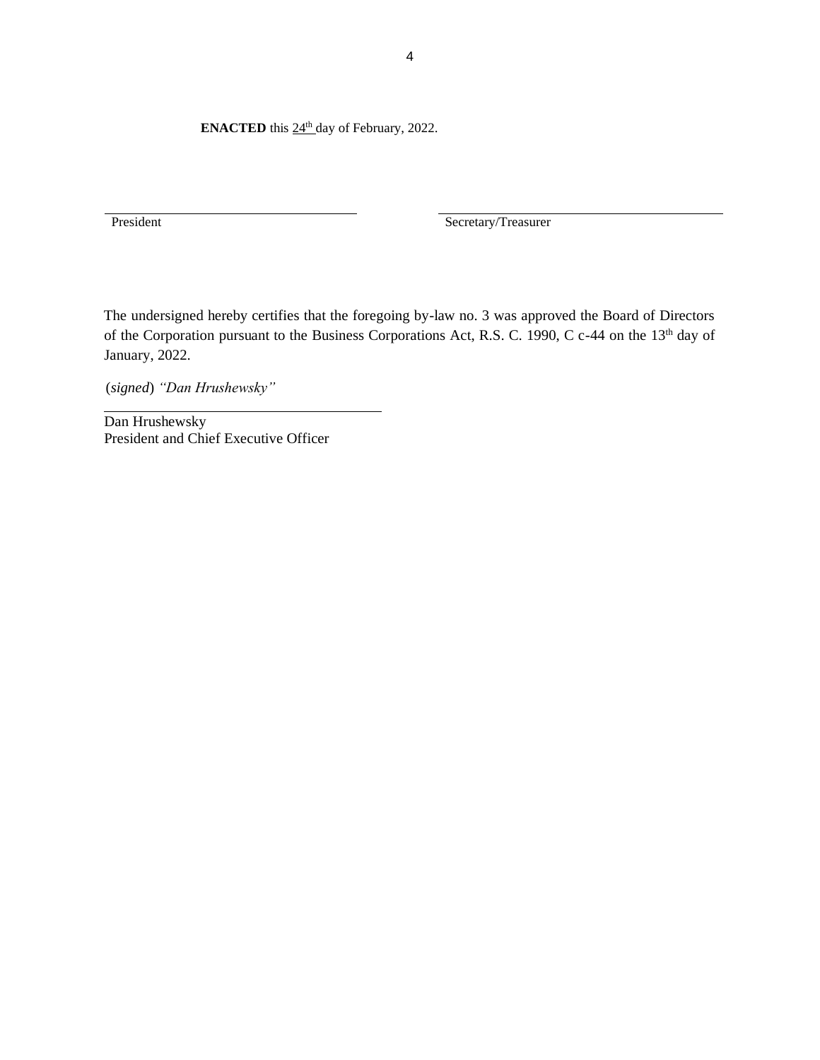**ENACTED** this 24th day of February, 2022.

President

Secretary/Treasurer

The undersigned hereby certifies that the foregoing by-law no. 3 was approved the Board of Directors of the Corporation pursuant to the Business Corporations Act, R.S. C. 1990, C c-44 on the 13th day of January, 2022.

(*signed*) *"Dan Hrushewsky"*

Dan Hrushewsky
President and Chief Executive Officer